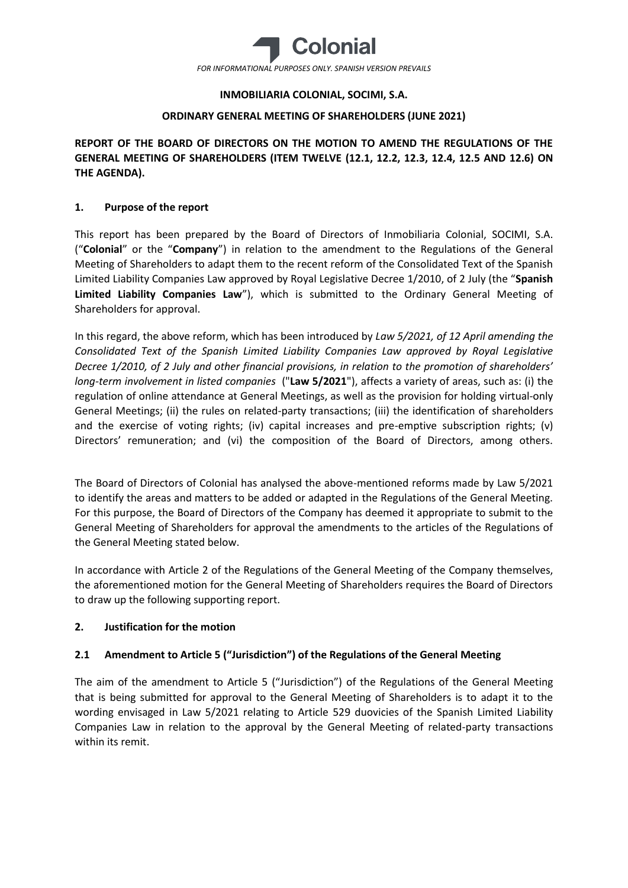*FOR INFORMATIONAL PURPOSES ONLY. SPANISH VERSION PREVAILS*

**INMOBILIARIA COLONIAL, SOCIMI, S.A.**

**ORDINARY GENERAL MEETING OF SHAREHOLDERS (JUNE 2021)**

**REPORT OF THE BOARD OF DIRECTORS ON THE MOTION TO AMEND THE REGULATIONS OF THE GENERAL MEETING OF SHAREHOLDERS (ITEM TWELVE (12.1, 12.2, 12.3, 12.4, 12.5 AND 12.6) ON THE AGENDA).**

## 1. Purpose of the report

This report has been prepared by the Board of Directors of Inmobiliaria Colonial, SOCIMI, S.A. ("**Colonial**" or the "**Company**") in relation to the amendment to the Regulations of the General Meeting of Shareholders to adapt them to the recent reform of the Consolidated Text of the Spanish Limited Liability Companies Law approved by Royal Legislative Decree 1/2010, of 2 July (the "**Spanish Limited Liability Companies Law**"), which is submitted to the Ordinary General Meeting of Shareholders for approval.

In this regard, the above reform, which has been introduced by *Law 5/2021, of 12 April amending the Consolidated Text of the Spanish Limited Liability Companies Law approved by Royal Legislative Decree 1/2010, of 2 July and other financial provisions, in relation to the promotion of shareholders' long-term involvement in listed companies* ("**Law 5/2021**"), affects a variety of areas, such as: (i) the regulation of online attendance at General Meetings, as well as the provision for holding virtual-only General Meetings; (ii) the rules on related-party transactions; (iii) the identification of shareholders and the exercise of voting rights; (iv) capital increases and pre-emptive subscription rights; (v) Directors' remuneration; and (vi) the composition of the Board of Directors, among others.

The Board of Directors of Colonial has analysed the above-mentioned reforms made by Law 5/2021 to identify the areas and matters to be added or adapted in the Regulations of the General Meeting. For this purpose, the Board of Directors of the Company has deemed it appropriate to submit to the General Meeting of Shareholders for approval the amendments to the articles of the Regulations of the General Meeting stated below.

In accordance with Article 2 of the Regulations of the General Meeting of the Company themselves, the aforementioned motion for the General Meeting of Shareholders requires the Board of Directors to draw up the following supporting report.

## 2. Justification for the motion

### 2.1 Amendment to Article 5 ("Jurisdiction") of the Regulations of the General Meeting

The aim of the amendment to Article 5 ("Jurisdiction") of the Regulations of the General Meeting that is being submitted for approval to the General Meeting of Shareholders is to adapt it to the wording envisaged in Law 5/2021 relating to Article 529 duovicies of the Spanish Limited Liability Companies Law in relation to the approval by the General Meeting of related-party transactions within its remit.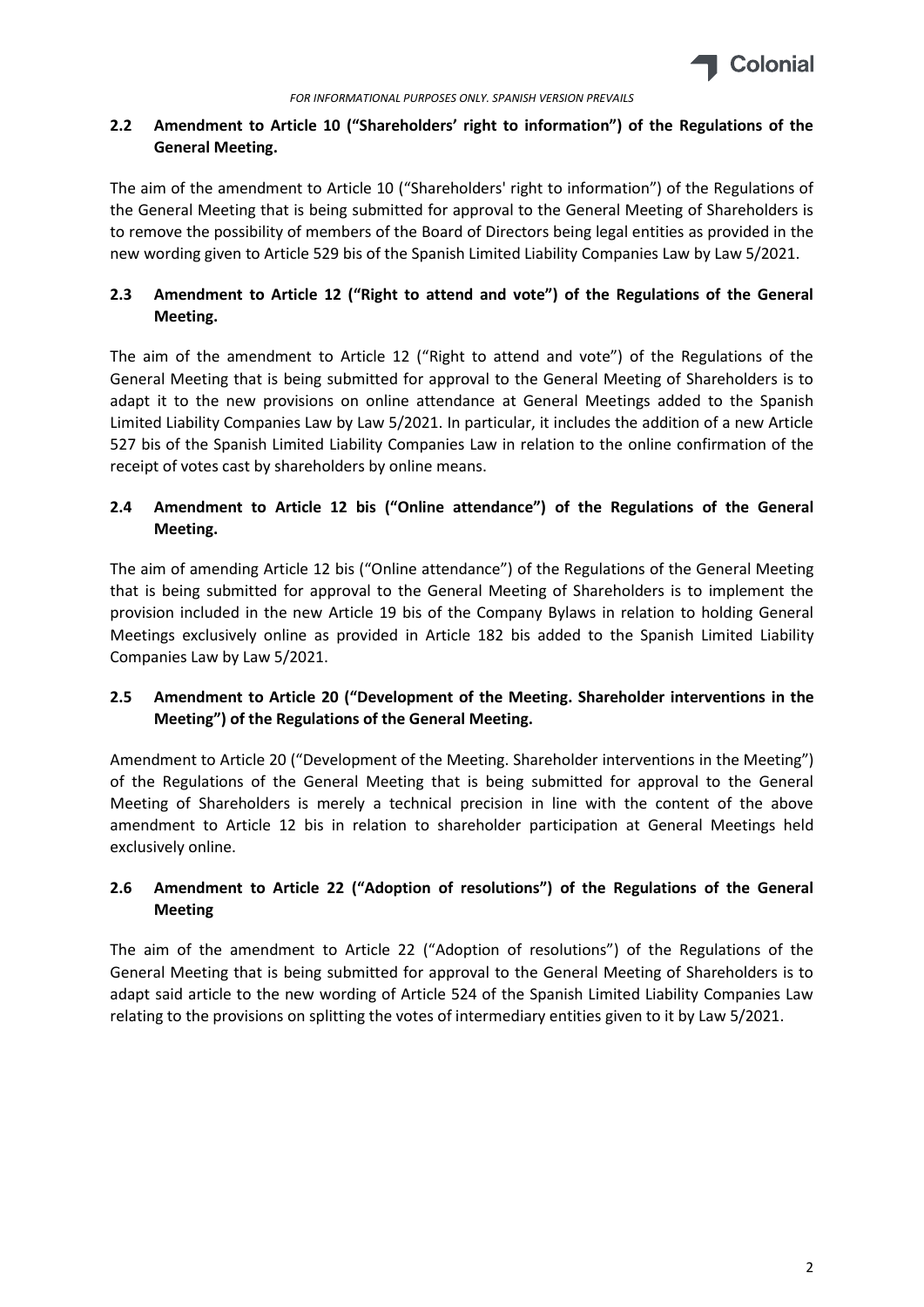## 2.2 Amendment to Article 10 ("Shareholders' right to information") of the Regulations of the General Meeting.

The aim of the amendment to Article 10 ("Shareholders' right to information") of the Regulations of the General Meeting that is being submitted for approval to the General Meeting of Shareholders is to remove the possibility of members of the Board of Directors being legal entities as provided in the new wording given to Article 529 bis of the Spanish Limited Liability Companies Law by Law 5/2021.

## 2.3 Amendment to Article 12 ("Right to attend and vote") of the Regulations of the General Meeting.

The aim of the amendment to Article 12 ("Right to attend and vote") of the Regulations of the General Meeting that is being submitted for approval to the General Meeting of Shareholders is to adapt it to the new provisions on online attendance at General Meetings added to the Spanish Limited Liability Companies Law by Law 5/2021. In particular, it includes the addition of a new Article 527 bis of the Spanish Limited Liability Companies Law in relation to the online confirmation of the receipt of votes cast by shareholders by online means.

## 2.4 Amendment to Article 12 bis ("Online attendance") of the Regulations of the General Meeting.

The aim of amending Article 12 bis ("Online attendance") of the Regulations of the General Meeting that is being submitted for approval to the General Meeting of Shareholders is to implement the provision included in the new Article 19 bis of the Company Bylaws in relation to holding General Meetings exclusively online as provided in Article 182 bis added to the Spanish Limited Liability Companies Law by Law 5/2021.

## 2.5 Amendment to Article 20 ("Development of the Meeting. Shareholder interventions in the Meeting") of the Regulations of the General Meeting.

Amendment to Article 20 ("Development of the Meeting. Shareholder interventions in the Meeting") of the Regulations of the General Meeting that is being submitted for approval to the General Meeting of Shareholders is merely a technical precision in line with the content of the above amendment to Article 12 bis in relation to shareholder participation at General Meetings held exclusively online.

## 2.6 Amendment to Article 22 ("Adoption of resolutions") of the Regulations of the General Meeting

The aim of the amendment to Article 22 ("Adoption of resolutions") of the Regulations of the General Meeting that is being submitted for approval to the General Meeting of Shareholders is to adapt said article to the new wording of Article 524 of the Spanish Limited Liability Companies Law relating to the provisions on splitting the votes of intermediary entities given to it by Law 5/2021.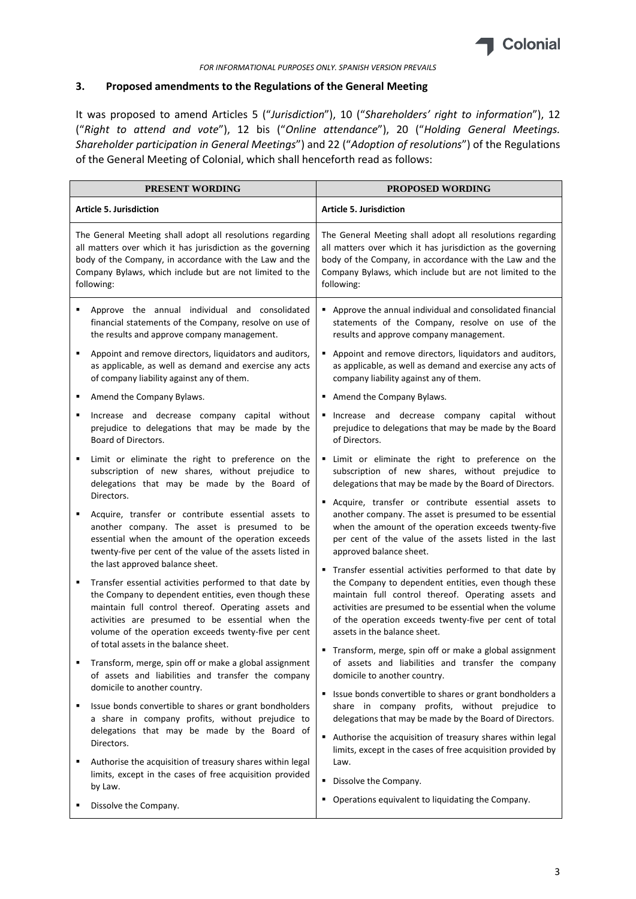*FOR INFORMATIONAL PURPOSES ONLY. SPANISH VERSION PREVAILS*

## 3. Proposed amendments to the Regulations of the General Meeting

It was proposed to amend Articles 5 ("*Jurisdiction*"), 10 ("*Shareholders' right to information*"), 12 ("*Right to attend and vote*"), 12 bis ("*Online attendance*"), 20 ("*Holding General Meetings. Shareholder participation in General Meetings*") and 22 ("*Adoption of resolutions*") of the Regulations of the General Meeting of Colonial, which shall henceforth read as follows:

| PRESENT WORDING | PROPOSED WORDING |
|---|---|
| **Article 5. Jurisdiction** | **Article 5. Jurisdiction** |
| The General Meeting shall adopt all resolutions regarding all matters over which it has jurisdiction as the governing body of the Company, in accordance with the Law and the Company Bylaws, which include but are not limited to the following: | The General Meeting shall adopt all resolutions regarding all matters over which it has jurisdiction as the governing body of the Company, in accordance with the Law and the Company Bylaws, which include but are not limited to the following: |
| ▪ Approve the annual individual and consolidated financial statements of the Company, resolve on use of the results and approve company management.<br>▪ Appoint and remove directors, liquidators and auditors, as applicable, as well as demand and exercise any acts of company liability against any of them.<br>▪ Amend the Company Bylaws.<br>▪ Increase and decrease company capital without prejudice to delegations that may be made by the Board of Directors.<br>▪ Limit or eliminate the right to preference on the subscription of new shares, without prejudice to delegations that may be made by the Board of Directors.<br>▪ Acquire, transfer or contribute essential assets to another company. The asset is presumed to be essential when the amount of the operation exceeds twenty-five per cent of the value of the assets listed in the last approved balance sheet.<br>▪ Transfer essential activities performed to that date by the Company to dependent entities, even though these maintain full control thereof. Operating assets and activities are presumed to be essential when the volume of the operation exceeds twenty-five per cent of total assets in the balance sheet.<br>▪ Transform, merge, spin off or make a global assignment of assets and liabilities and transfer the company domicile to another country.<br>▪ Issue bonds convertible to shares or grant bondholders a share in company profits, without prejudice to delegations that may be made by the Board of Directors.<br>▪ Authorise the acquisition of treasury shares within legal limits, except in the cases of free acquisition provided by Law.<br>▪ Dissolve the Company. | ▪ Approve the annual individual and consolidated financial statements of the Company, resolve on use of the results and approve company management.<br>▪ Appoint and remove directors, liquidators and auditors, as applicable, as well as demand and exercise any acts of company liability against any of them.<br>▪ Amend the Company Bylaws.<br>▪ Increase and decrease company capital without prejudice to delegations that may be made by the Board of Directors.<br>▪ Limit or eliminate the right to preference on the subscription of new shares, without prejudice to delegations that may be made by the Board of Directors.<br>▪ Acquire, transfer or contribute essential assets to another company. The asset is presumed to be essential when the amount of the operation exceeds twenty-five per cent of the value of the assets listed in the last approved balance sheet.<br>▪ Transfer essential activities performed to that date by the Company to dependent entities, even though these maintain full control thereof. Operating assets and activities are presumed to be essential when the volume of the operation exceeds twenty-five per cent of total assets in the balance sheet.<br>▪ Transform, merge, spin off or make a global assignment of assets and liabilities and transfer the company domicile to another country.<br>▪ Issue bonds convertible to shares or grant bondholders a share in company profits, without prejudice to delegations that may be made by the Board of Directors.<br>▪ Authorise the acquisition of treasury shares within legal limits, except in the cases of free acquisition provided by Law.<br>▪ Dissolve the Company.<br>▪ Operations equivalent to liquidating the Company. |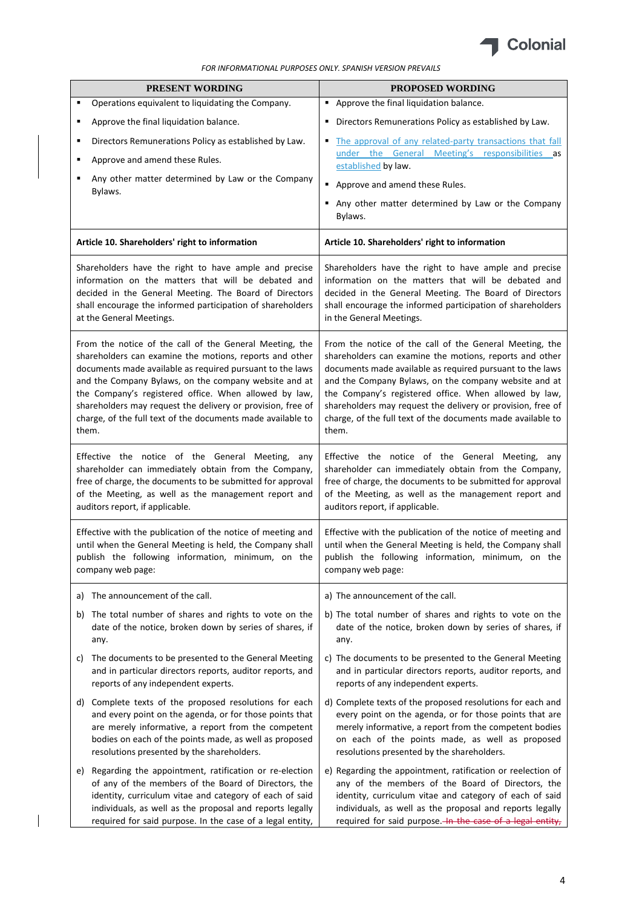FOR INFORMATIONAL PURPOSES ONLY. SPANISH VERSION PREVAILS

| PRESENT WORDING | PROPOSED WORDING |
|---|---|
| ▪ Operations equivalent to liquidating the Company.<br>▪ Approve the final liquidation balance.<br>▪ Directors Remunerations Policy as established by Law.<br>▪ Approve and amend these Rules.<br>▪ Any other matter determined by Law or the Company Bylaws. | ▪ Approve the final liquidation balance.<br>▪ Directors Remunerations Policy as established by Law.<br>▪ The approval of any related-party transactions that fall under the General Meeting's responsibilities as established by law.<br>▪ Approve and amend these Rules.<br>▪ Any other matter determined by Law or the Company Bylaws. |
| **Article 10. Shareholders' right to information** | **Article 10. Shareholders' right to information** |
| Shareholders have the right to have ample and precise information on the matters that will be debated and decided in the General Meeting. The Board of Directors shall encourage the informed participation of shareholders at the General Meetings. | Shareholders have the right to have ample and precise information on the matters that will be debated and decided in the General Meeting. The Board of Directors shall encourage the informed participation of shareholders in the General Meetings. |
| From the notice of the call of the General Meeting, the shareholders can examine the motions, reports and other documents made available as required pursuant to the laws and the Company Bylaws, on the company website and at the Company's registered office. When allowed by law, shareholders may request the delivery or provision, free of charge, of the full text of the documents made available to them. | From the notice of the call of the General Meeting, the shareholders can examine the motions, reports and other documents made available as required pursuant to the laws and the Company Bylaws, on the company website and at the Company's registered office. When allowed by law, shareholders may request the delivery or provision, free of charge, of the full text of the documents made available to them. |
| Effective the notice of the General Meeting, any shareholder can immediately obtain from the Company, free of charge, the documents to be submitted for approval of the Meeting, as well as the management report and auditors report, if applicable. | Effective the notice of the General Meeting, any shareholder can immediately obtain from the Company, free of charge, the documents to be submitted for approval of the Meeting, as well as the management report and auditors report, if applicable. |
| Effective with the publication of the notice of meeting and until when the General Meeting is held, the Company shall publish the following information, minimum, on the company web page: | Effective with the publication of the notice of meeting and until when the General Meeting is held, the Company shall publish the following information, minimum, on the company web page: |
| a) The announcement of the call.<br>b) The total number of shares and rights to vote on the date of the notice, broken down by series of shares, if any.<br>c) The documents to be presented to the General Meeting and in particular directors reports, auditor reports, and reports of any independent experts.<br>d) Complete texts of the proposed resolutions for each and every point on the agenda, or for those points that are merely informative, a report from the competent bodies on each of the points made, as well as proposed resolutions presented by the shareholders.<br>e) Regarding the appointment, ratification or re-election of any of the members of the Board of Directors, the identity, curriculum vitae and category of each of said individuals, as well as the proposal and reports legally required for said purpose. In the case of a legal entity, | a) The announcement of the call.<br>b) The total number of shares and rights to vote on the date of the notice, broken down by series of shares, if any.<br>c) The documents to be presented to the General Meeting and in particular directors reports, auditor reports, and reports of any independent experts.<br>d) Complete texts of the proposed resolutions for each and every point on the agenda, or for those points that are merely informative, a report from the competent bodies on each of the points made, as well as proposed resolutions presented by the shareholders.<br>e) Regarding the appointment, ratification or reelection of any of the members of the Board of Directors, the identity, curriculum vitae and category of each of said individuals, as well as the proposal and reports legally required for said purpose. ~~In the case of a legal entity,~~ |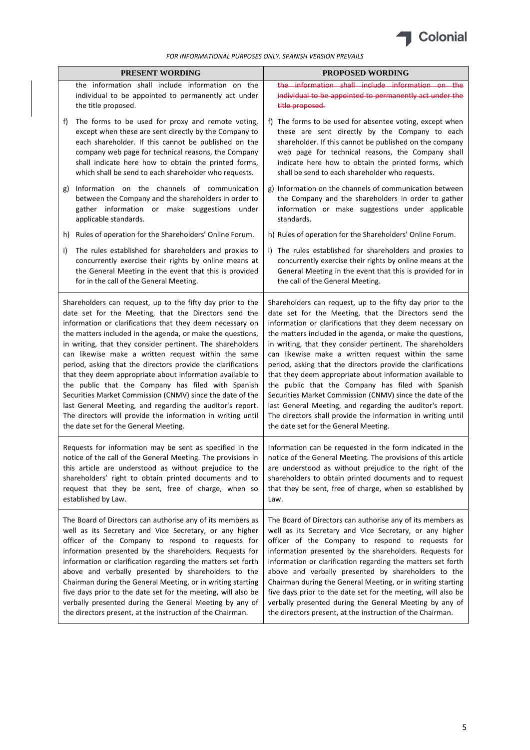*FOR INFORMATIONAL PURPOSES ONLY. SPANISH VERSION PREVAILS*

| PRESENT WORDING | PROPOSED WORDING |
|---|---|
| the information shall include information on the individual to be appointed to permanently act under the title proposed.<br><br>f) The forms to be used for proxy and remote voting, except when these are sent directly by the Company to each shareholder. If this cannot be published on the company web page for technical reasons, the Company shall indicate here how to obtain the printed forms, which shall be send to each shareholder who requests.<br><br>g) Information on the channels of communication between the Company and the shareholders in order to gather information or make suggestions under applicable standards.<br><br>h) Rules of operation for the Shareholders' Online Forum.<br><br>i) The rules established for shareholders and proxies to concurrently exercise their rights by online means at the General Meeting in the event that this is provided for in the call of the General Meeting. | ~~the information shall include information on the individual to be appointed to permanently act under the title proposed.~~<br><br>f) The forms to be used for absentee voting, except when these are sent directly by the Company to each shareholder. If this cannot be published on the company web page for technical reasons, the Company shall indicate here how to obtain the printed forms, which shall be send to each shareholder who requests.<br><br>g) Information on the channels of communication between the Company and the shareholders in order to gather information or make suggestions under applicable standards.<br><br>h) Rules of operation for the Shareholders' Online Forum.<br><br>i) The rules established for shareholders and proxies to concurrently exercise their rights by online means at the General Meeting in the event that this is provided for in the call of the General Meeting. |
| Shareholders can request, up to the fifty day prior to the date set for the Meeting, that the Directors send the information or clarifications that they deem necessary on the matters included in the agenda, or make the questions, in writing, that they consider pertinent. The shareholders can likewise make a written request within the same period, asking that the directors provide the clarifications that they deem appropriate about information available to the public that the Company has filed with Spanish Securities Market Commission (CNMV) since the date of the last General Meeting, and regarding the auditor's report. The directors will provide the information in writing until the date set for the General Meeting. | Shareholders can request, up to the fifty day prior to the date set for the Meeting, that the Directors send the information or clarifications that they deem necessary on the matters included in the agenda, or make the questions, in writing, that they consider pertinent. The shareholders can likewise make a written request within the same period, asking that the directors provide the clarifications that they deem appropriate about information available to the public that the Company has filed with Spanish Securities Market Commission (CNMV) since the date of the last General Meeting, and regarding the auditor's report. The directors shall provide the information in writing until the date set for the General Meeting. |
| Requests for information may be sent as specified in the notice of the call of the General Meeting. The provisions in this article are understood as without prejudice to the shareholders' right to obtain printed documents and to request that they be sent, free of charge, when so established by Law. | Information can be requested in the form indicated in the notice of the General Meeting. The provisions of this article are understood as without prejudice to the right of the shareholders to obtain printed documents and to request that they be sent, free of charge, when so established by Law. |
| The Board of Directors can authorise any of its members as well as its Secretary and Vice Secretary, or any higher officer of the Company to respond to requests for information presented by the shareholders. Requests for information or clarification regarding the matters set forth above and verbally presented by shareholders to the Chairman during the General Meeting, or in writing starting five days prior to the date set for the meeting, will also be verbally presented during the General Meeting by any of the directors present, at the instruction of the Chairman. | The Board of Directors can authorise any of its members as well as its Secretary and Vice Secretary, or any higher officer of the Company to respond to requests for information presented by the shareholders. Requests for information or clarification regarding the matters set forth above and verbally presented by shareholders to the Chairman during the General Meeting, or in writing starting five days prior to the date set for the meeting, will also be verbally presented during the General Meeting by any of the directors present, at the instruction of the Chairman. |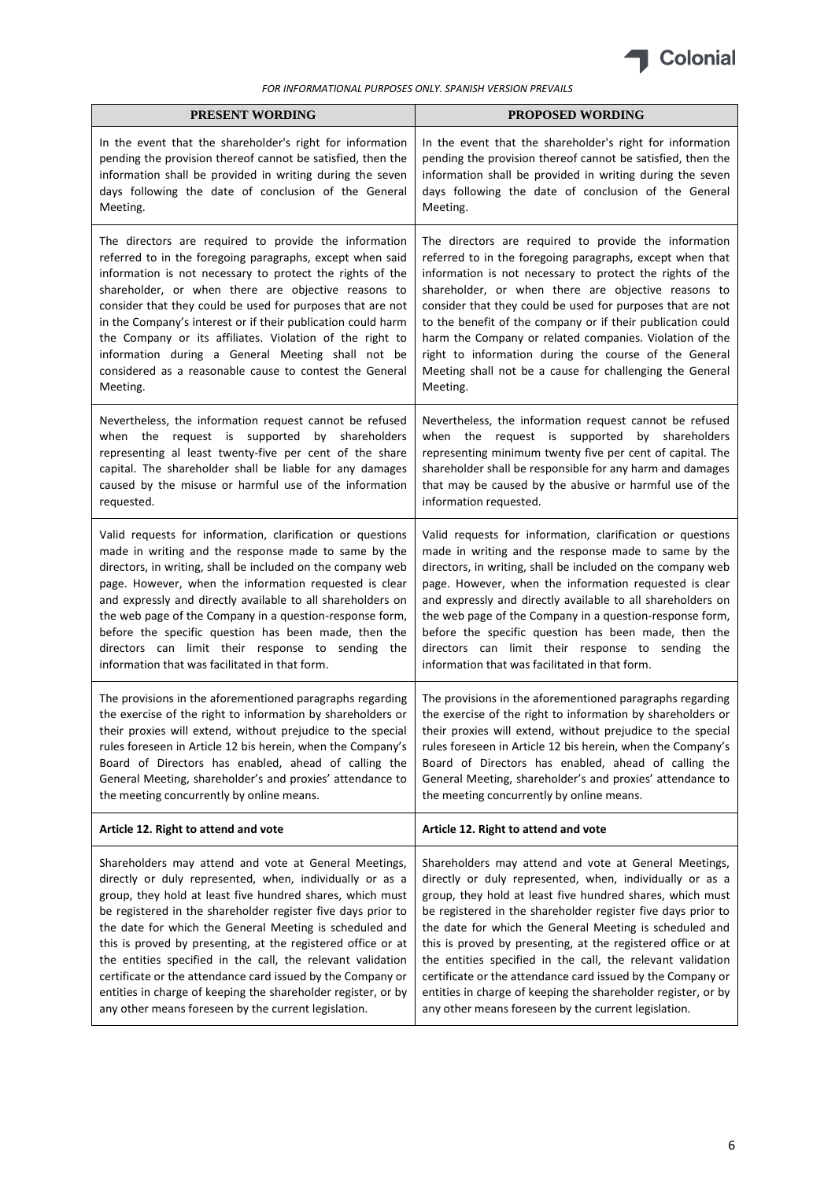*FOR INFORMATIONAL PURPOSES ONLY. SPANISH VERSION PREVAILS*

| PRESENT WORDING | PROPOSED WORDING |
|---|---|
| In the event that the shareholder's right for information pending the provision thereof cannot be satisfied, then the information shall be provided in writing during the seven days following the date of conclusion of the General Meeting. | In the event that the shareholder's right for information pending the provision thereof cannot be satisfied, then the information shall be provided in writing during the seven days following the date of conclusion of the General Meeting. |
| The directors are required to provide the information referred to in the foregoing paragraphs, except when said information is not necessary to protect the rights of the shareholder, or when there are objective reasons to consider that they could be used for purposes that are not in the Company's interest or if their publication could harm the Company or its affiliates. Violation of the right to information during a General Meeting shall not be considered as a reasonable cause to contest the General Meeting. | The directors are required to provide the information referred to in the foregoing paragraphs, except when that information is not necessary to protect the rights of the shareholder, or when there are objective reasons to consider that they could be used for purposes that are not to the benefit of the company or if their publication could harm the Company or related companies. Violation of the right to information during the course of the General Meeting shall not be a cause for challenging the General Meeting. |
| Nevertheless, the information request cannot be refused when the request is supported by shareholders representing al least twenty-five per cent of the share capital. The shareholder shall be liable for any damages caused by the misuse or harmful use of the information requested. | Nevertheless, the information request cannot be refused when the request is supported by shareholders representing minimum twenty five per cent of capital. The shareholder shall be responsible for any harm and damages that may be caused by the abusive or harmful use of the information requested. |
| Valid requests for information, clarification or questions made in writing and the response made to same by the directors, in writing, shall be included on the company web page. However, when the information requested is clear and expressly and directly available to all shareholders on the web page of the Company in a question-response form, before the specific question has been made, then the directors can limit their response to sending the information that was facilitated in that form. | Valid requests for information, clarification or questions made in writing and the response made to same by the directors, in writing, shall be included on the company web page. However, when the information requested is clear and expressly and directly available to all shareholders on the web page of the Company in a question-response form, before the specific question has been made, then the directors can limit their response to sending the information that was facilitated in that form. |
| The provisions in the aforementioned paragraphs regarding the exercise of the right to information by shareholders or their proxies will extend, without prejudice to the special rules foreseen in Article 12 bis herein, when the Company's Board of Directors has enabled, ahead of calling the General Meeting, shareholder's and proxies' attendance to the meeting concurrently by online means. | The provisions in the aforementioned paragraphs regarding the exercise of the right to information by shareholders or their proxies will extend, without prejudice to the special rules foreseen in Article 12 bis herein, when the Company's Board of Directors has enabled, ahead of calling the General Meeting, shareholder's and proxies' attendance to the meeting concurrently by online means. |
| **Article 12. Right to attend and vote** | **Article 12. Right to attend and vote** |
| Shareholders may attend and vote at General Meetings, directly or duly represented, when, individually or as a group, they hold at least five hundred shares, which must be registered in the shareholder register five days prior to the date for which the General Meeting is scheduled and this is proved by presenting, at the registered office or at the entities specified in the call, the relevant validation certificate or the attendance card issued by the Company or entities in charge of keeping the shareholder register, or by any other means foreseen by the current legislation. | Shareholders may attend and vote at General Meetings, directly or duly represented, when, individually or as a group, they hold at least five hundred shares, which must be registered in the shareholder register five days prior to the date for which the General Meeting is scheduled and this is proved by presenting, at the registered office or at the entities specified in the call, the relevant validation certificate or the attendance card issued by the Company or entities in charge of keeping the shareholder register, or by any other means foreseen by the current legislation. |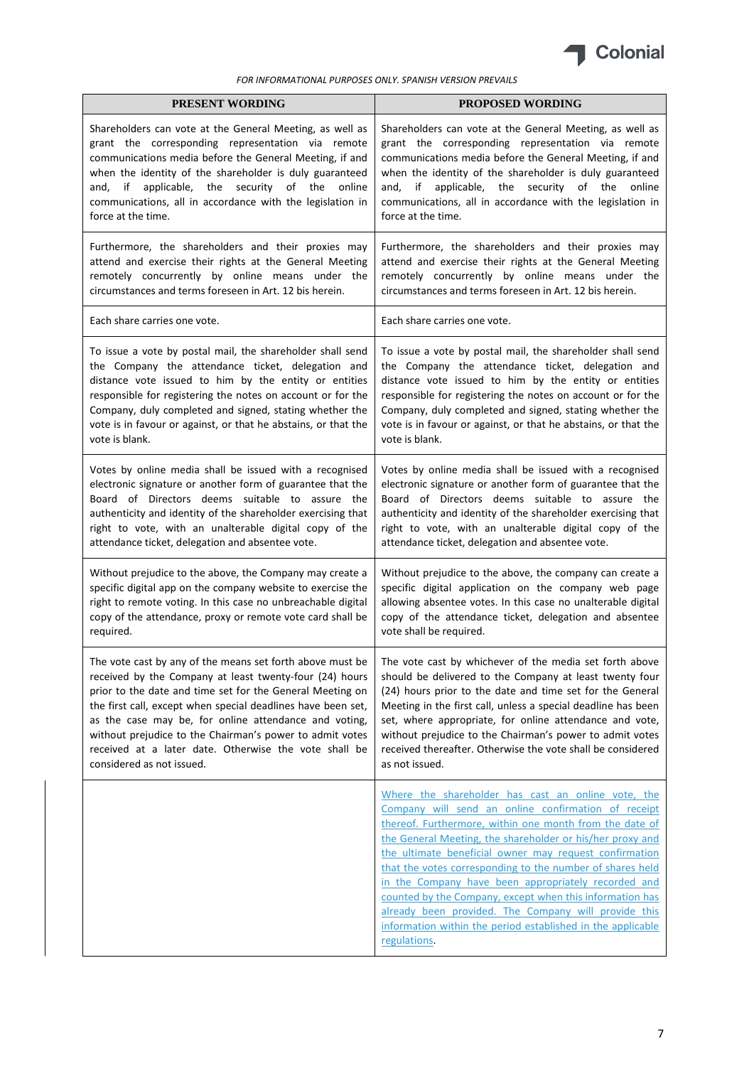*FOR INFORMATIONAL PURPOSES ONLY. SPANISH VERSION PREVAILS*

| PRESENT WORDING | PROPOSED WORDING |
|---|---|
| Shareholders can vote at the General Meeting, as well as grant the corresponding representation via remote communications media before the General Meeting, if and when the identity of the shareholder is duly guaranteed and, if applicable, the security of the online communications, all in accordance with the legislation in force at the time. | Shareholders can vote at the General Meeting, as well as grant the corresponding representation via remote communications media before the General Meeting, if and when the identity of the shareholder is duly guaranteed and, if applicable, the security of the online communications, all in accordance with the legislation in force at the time. |
| Furthermore, the shareholders and their proxies may attend and exercise their rights at the General Meeting remotely concurrently by online means under the circumstances and terms foreseen in Art. 12 bis herein. | Furthermore, the shareholders and their proxies may attend and exercise their rights at the General Meeting remotely concurrently by online means under the circumstances and terms foreseen in Art. 12 bis herein. |
| Each share carries one vote. | Each share carries one vote. |
| To issue a vote by postal mail, the shareholder shall send the Company the attendance ticket, delegation and distance vote issued to him by the entity or entities responsible for registering the notes on account or for the Company, duly completed and signed, stating whether the vote is in favour or against, or that he abstains, or that the vote is blank. | To issue a vote by postal mail, the shareholder shall send the Company the attendance ticket, delegation and distance vote issued to him by the entity or entities responsible for registering the notes on account or for the Company, duly completed and signed, stating whether the vote is in favour or against, or that he abstains, or that the vote is blank. |
| Votes by online media shall be issued with a recognised electronic signature or another form of guarantee that the Board of Directors deems suitable to assure the authenticity and identity of the shareholder exercising that right to vote, with an unalterable digital copy of the attendance ticket, delegation and absentee vote. | Votes by online media shall be issued with a recognised electronic signature or another form of guarantee that the Board of Directors deems suitable to assure the authenticity and identity of the shareholder exercising that right to vote, with an unalterable digital copy of the attendance ticket, delegation and absentee vote. |
| Without prejudice to the above, the Company may create a specific digital app on the company website to exercise the right to remote voting. In this case no unbreachable digital copy of the attendance, proxy or remote vote card shall be required. | Without prejudice to the above, the company can create a specific digital application on the company web page allowing absentee votes. In this case no unalterable digital copy of the attendance ticket, delegation and absentee vote shall be required. |
| The vote cast by any of the means set forth above must be received by the Company at least twenty-four (24) hours prior to the date and time set for the General Meeting on the first call, except when special deadlines have been set, as the case may be, for online attendance and voting, without prejudice to the Chairman's power to admit votes received at a later date. Otherwise the vote shall be considered as not issued. | The vote cast by whichever of the media set forth above should be delivered to the Company at least twenty four (24) hours prior to the date and time set for the General Meeting in the first call, unless a special deadline has been set, where appropriate, for online attendance and vote, without prejudice to the Chairman's power to admit votes received thereafter. Otherwise the vote shall be considered as not issued. |
| | Where the shareholder has cast an online vote, the Company will send an online confirmation of receipt thereof. Furthermore, within one month from the date of the General Meeting, the shareholder or his/her proxy and the ultimate beneficial owner may request confirmation that the votes corresponding to the number of shares held in the Company have been appropriately recorded and counted by the Company, except when this information has already been provided. The Company will provide this information within the period established in the applicable regulations. |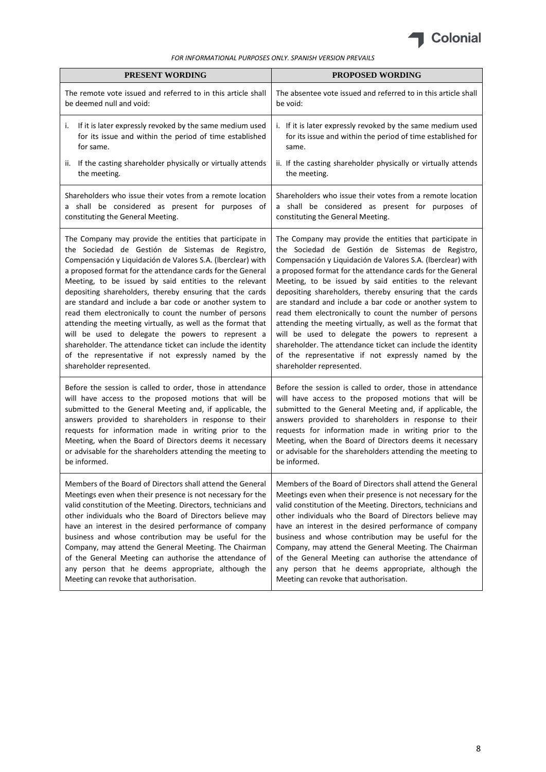*FOR INFORMATIONAL PURPOSES ONLY. SPANISH VERSION PREVAILS*

| PRESENT WORDING | PROPOSED WORDING |
|---|---|
| The remote vote issued and referred to in this article shall be deemed null and void: | The absentee vote issued and referred to in this article shall be void: |
| i. If it is later expressly revoked by the same medium used for its issue and within the period of time established for same.<br>ii. If the casting shareholder physically or virtually attends the meeting. | i. If it is later expressly revoked by the same medium used for its issue and within the period of time established for same.<br>ii. If the casting shareholder physically or virtually attends the meeting. |
| Shareholders who issue their votes from a remote location a shall be considered as present for purposes of constituting the General Meeting. | Shareholders who issue their votes from a remote location a shall be considered as present for purposes of constituting the General Meeting. |
| The Company may provide the entities that participate in the Sociedad de Gestión de Sistemas de Registro, Compensación y Liquidación de Valores S.A. (lberclear) with a proposed format for the attendance cards for the General Meeting, to be issued by said entities to the relevant depositing shareholders, thereby ensuring that the cards are standard and include a bar code or another system to read them electronically to count the number of persons attending the meeting virtually, as well as the format that will be used to delegate the powers to represent a shareholder. The attendance ticket can include the identity of the representative if not expressly named by the shareholder represented. | The Company may provide the entities that participate in the Sociedad de Gestión de Sistemas de Registro, Compensación y Liquidación de Valores S.A. (lberclear) with a proposed format for the attendance cards for the General Meeting, to be issued by said entities to the relevant depositing shareholders, thereby ensuring that the cards are standard and include a bar code or another system to read them electronically to count the number of persons attending the meeting virtually, as well as the format that will be used to delegate the powers to represent a shareholder. The attendance ticket can include the identity of the representative if not expressly named by the shareholder represented. |
| Before the session is called to order, those in attendance will have access to the proposed motions that will be submitted to the General Meeting and, if applicable, the answers provided to shareholders in response to their requests for information made in writing prior to the Meeting, when the Board of Directors deems it necessary or advisable for the shareholders attending the meeting to be informed. | Before the session is called to order, those in attendance will have access to the proposed motions that will be submitted to the General Meeting and, if applicable, the answers provided to shareholders in response to their requests for information made in writing prior to the Meeting, when the Board of Directors deems it necessary or advisable for the shareholders attending the meeting to be informed. |
| Members of the Board of Directors shall attend the General Meetings even when their presence is not necessary for the valid constitution of the Meeting. Directors, technicians and other individuals who the Board of Directors believe may have an interest in the desired performance of company business and whose contribution may be useful for the Company, may attend the General Meeting. The Chairman of the General Meeting can authorise the attendance of any person that he deems appropriate, although the Meeting can revoke that authorisation. | Members of the Board of Directors shall attend the General Meetings even when their presence is not necessary for the valid constitution of the Meeting. Directors, technicians and other individuals who the Board of Directors believe may have an interest in the desired performance of company business and whose contribution may be useful for the Company, may attend the General Meeting. The Chairman of the General Meeting can authorise the attendance of any person that he deems appropriate, although the Meeting can revoke that authorisation. |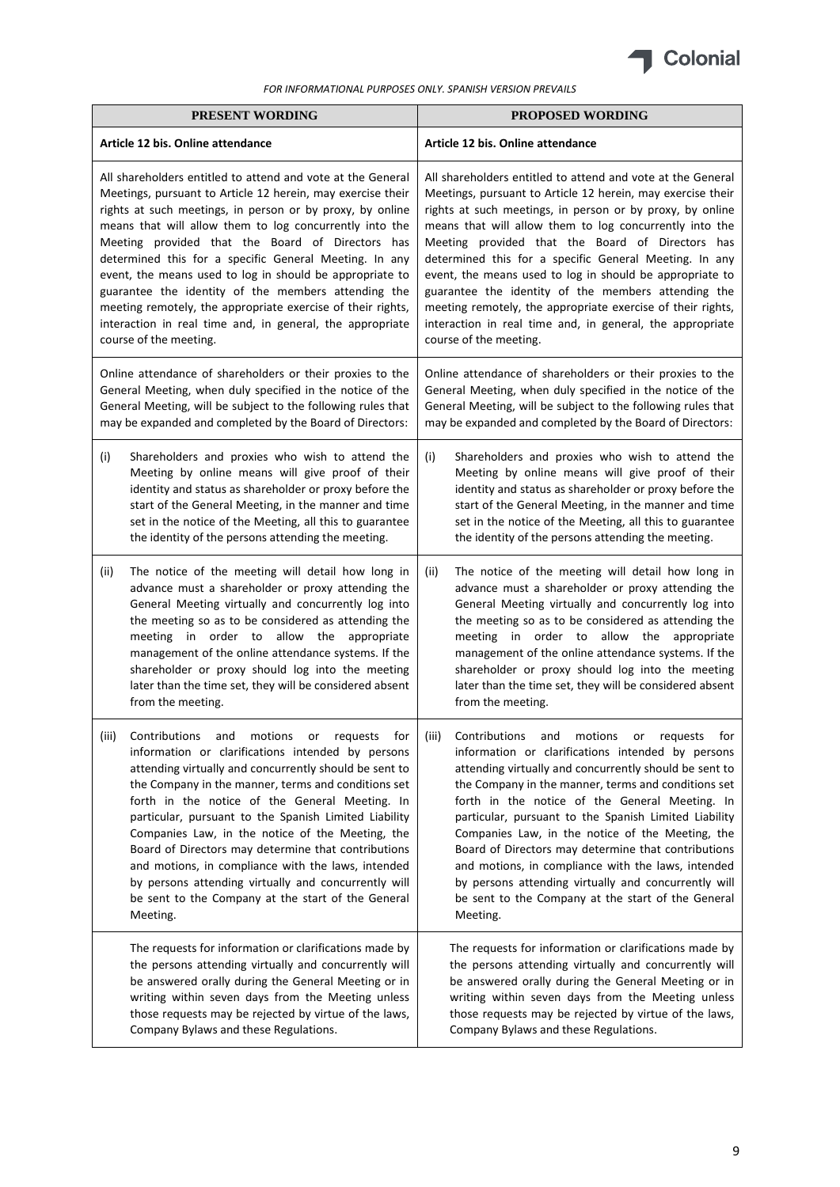*FOR INFORMATIONAL PURPOSES ONLY. SPANISH VERSION PREVAILS*

| PRESENT WORDING | PROPOSED WORDING |
|---|---|
| **Article 12 bis. Online attendance** | **Article 12 bis. Online attendance** |
| All shareholders entitled to attend and vote at the General Meetings, pursuant to Article 12 herein, may exercise their rights at such meetings, in person or by proxy, by online means that will allow them to log concurrently into the Meeting provided that the Board of Directors has determined this for a specific General Meeting. In any event, the means used to log in should be appropriate to guarantee the identity of the members attending the meeting remotely, the appropriate exercise of their rights, interaction in real time and, in general, the appropriate course of the meeting. | All shareholders entitled to attend and vote at the General Meetings, pursuant to Article 12 herein, may exercise their rights at such meetings, in person or by proxy, by online means that will allow them to log concurrently into the Meeting provided that the Board of Directors has determined this for a specific General Meeting. In any event, the means used to log in should be appropriate to guarantee the identity of the members attending the meeting remotely, the appropriate exercise of their rights, interaction in real time and, in general, the appropriate course of the meeting. |
| Online attendance of shareholders or their proxies to the General Meeting, when duly specified in the notice of the General Meeting, will be subject to the following rules that may be expanded and completed by the Board of Directors: | Online attendance of shareholders or their proxies to the General Meeting, when duly specified in the notice of the General Meeting, will be subject to the following rules that may be expanded and completed by the Board of Directors: |
| (i) Shareholders and proxies who wish to attend the Meeting by online means will give proof of their identity and status as shareholder or proxy before the start of the General Meeting, in the manner and time set in the notice of the Meeting, all this to guarantee the identity of the persons attending the meeting. | (i) Shareholders and proxies who wish to attend the Meeting by online means will give proof of their identity and status as shareholder or proxy before the start of the General Meeting, in the manner and time set in the notice of the Meeting, all this to guarantee the identity of the persons attending the meeting. |
| (ii) The notice of the meeting will detail how long in advance must a shareholder or proxy attending the General Meeting virtually and concurrently log into the meeting so as to be considered as attending the meeting in order to allow the appropriate management of the online attendance systems. If the shareholder or proxy should log into the meeting later than the time set, they will be considered absent from the meeting. | (ii) The notice of the meeting will detail how long in advance must a shareholder or proxy attending the General Meeting virtually and concurrently log into the meeting so as to be considered as attending the meeting in order to allow the appropriate management of the online attendance systems. If the shareholder or proxy should log into the meeting later than the time set, they will be considered absent from the meeting. |
| (iii) Contributions and motions or requests for information or clarifications intended by persons attending virtually and concurrently should be sent to the Company in the manner, terms and conditions set forth in the notice of the General Meeting. In particular, pursuant to the Spanish Limited Liability Companies Law, in the notice of the Meeting, the Board of Directors may determine that contributions and motions, in compliance with the laws, intended by persons attending virtually and concurrently will be sent to the Company at the start of the General Meeting. | (iii) Contributions and motions or requests for information or clarifications intended by persons attending virtually and concurrently should be sent to the Company in the manner, terms and conditions set forth in the notice of the General Meeting. In particular, pursuant to the Spanish Limited Liability Companies Law, in the notice of the Meeting, the Board of Directors may determine that contributions and motions, in compliance with the laws, intended by persons attending virtually and concurrently will be sent to the Company at the start of the General Meeting. |
| The requests for information or clarifications made by the persons attending virtually and concurrently will be answered orally during the General Meeting or in writing within seven days from the Meeting unless those requests may be rejected by virtue of the laws, Company Bylaws and these Regulations. | The requests for information or clarifications made by the persons attending virtually and concurrently will be answered orally during the General Meeting or in writing within seven days from the Meeting unless those requests may be rejected by virtue of the laws, Company Bylaws and these Regulations. |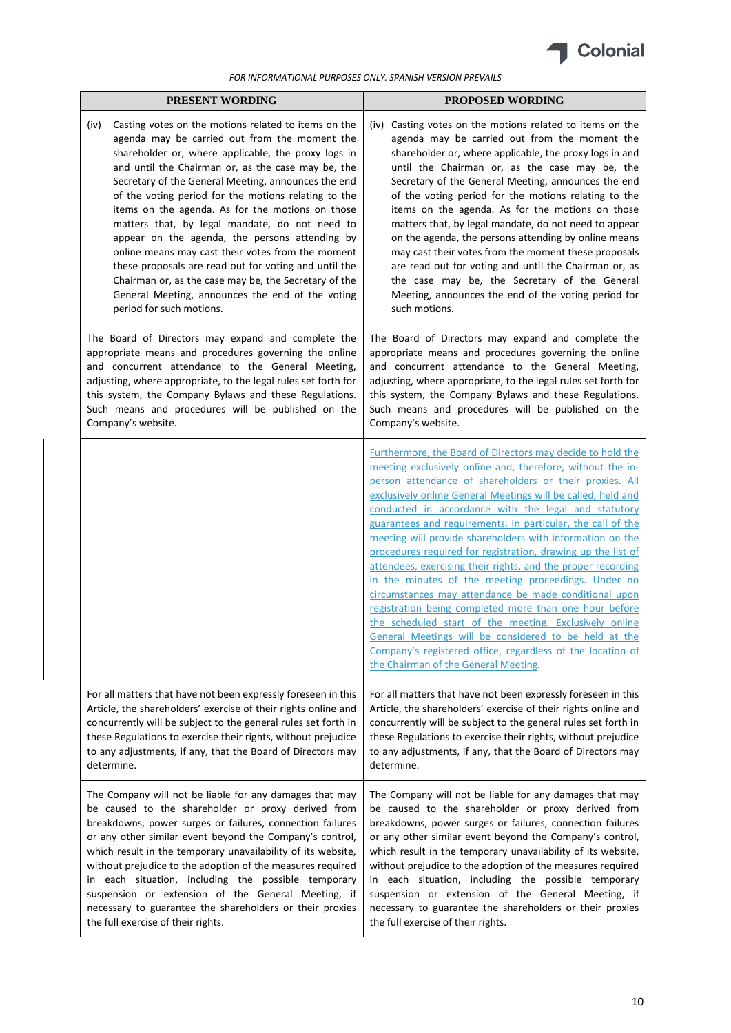*FOR INFORMATIONAL PURPOSES ONLY. SPANISH VERSION PREVAILS*

| PRESENT WORDING | PROPOSED WORDING |
|---|---|
| (iv) Casting votes on the motions related to items on the agenda may be carried out from the moment the shareholder or, where applicable, the proxy logs in and until the Chairman or, as the case may be, the Secretary of the General Meeting, announces the end of the voting period for the motions relating to the items on the agenda. As for the motions on those matters that, by legal mandate, do not need to appear on the agenda, the persons attending by online means may cast their votes from the moment these proposals are read out for voting and until the Chairman or, as the case may be, the Secretary of the General Meeting, announces the end of the voting period for such motions. | (iv) Casting votes on the motions related to items on the agenda may be carried out from the moment the shareholder or, where applicable, the proxy logs in and until the Chairman or, as the case may be, the Secretary of the General Meeting, announces the end of the voting period for the motions relating to the items on the agenda. As for the motions on those matters that, by legal mandate, do not need to appear on the agenda, the persons attending by online means may cast their votes from the moment these proposals are read out for voting and until the Chairman or, as the case may be, the Secretary of the General Meeting, announces the end of the voting period for such motions. |
| The Board of Directors may expand and complete the appropriate means and procedures governing the online and concurrent attendance to the General Meeting, adjusting, where appropriate, to the legal rules set forth for this system, the Company Bylaws and these Regulations. Such means and procedures will be published on the Company's website. | The Board of Directors may expand and complete the appropriate means and procedures governing the online and concurrent attendance to the General Meeting, adjusting, where appropriate, to the legal rules set forth for this system, the Company Bylaws and these Regulations. Such means and procedures will be published on the Company's website. |
| | Furthermore, the Board of Directors may decide to hold the meeting exclusively online and, therefore, without the in-person attendance of shareholders or their proxies. All exclusively online General Meetings will be called, held and conducted in accordance with the legal and statutory guarantees and requirements. In particular, the call of the meeting will provide shareholders with information on the procedures required for registration, drawing up the list of attendees, exercising their rights, and the proper recording in the minutes of the meeting proceedings. Under no circumstances may attendance be made conditional upon registration being completed more than one hour before the scheduled start of the meeting. Exclusively online General Meetings will be considered to be held at the Company's registered office, regardless of the location of the Chairman of the General Meeting. |
| For all matters that have not been expressly foreseen in this Article, the shareholders' exercise of their rights online and concurrently will be subject to the general rules set forth in these Regulations to exercise their rights, without prejudice to any adjustments, if any, that the Board of Directors may determine. | For all matters that have not been expressly foreseen in this Article, the shareholders' exercise of their rights online and concurrently will be subject to the general rules set forth in these Regulations to exercise their rights, without prejudice to any adjustments, if any, that the Board of Directors may determine. |
| The Company will not be liable for any damages that may be caused to the shareholder or proxy derived from breakdowns, power surges or failures, connection failures or any other similar event beyond the Company's control, which result in the temporary unavailability of its website, without prejudice to the adoption of the measures required in each situation, including the possible temporary suspension or extension of the General Meeting, if necessary to guarantee the shareholders or their proxies the full exercise of their rights. | The Company will not be liable for any damages that may be caused to the shareholder or proxy derived from breakdowns, power surges or failures, connection failures or any other similar event beyond the Company's control, which result in the temporary unavailability of its website, without prejudice to the adoption of the measures required in each situation, including the possible temporary suspension or extension of the General Meeting, if necessary to guarantee the shareholders or their proxies the full exercise of their rights. |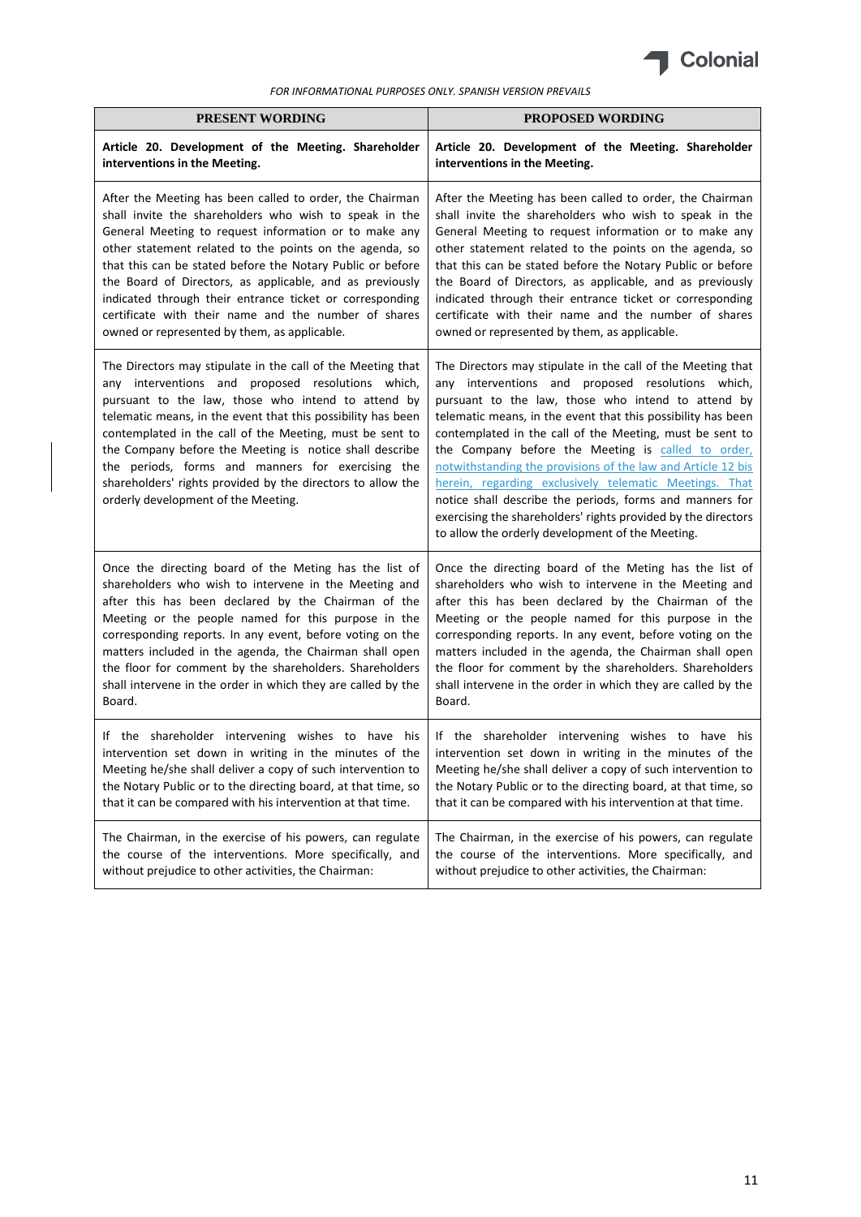*FOR INFORMATIONAL PURPOSES ONLY. SPANISH VERSION PREVAILS*

| PRESENT WORDING | PROPOSED WORDING |
|---|---|
| **Article 20. Development of the Meeting. Shareholder interventions in the Meeting.** | **Article 20. Development of the Meeting. Shareholder interventions in the Meeting.** |
| After the Meeting has been called to order, the Chairman shall invite the shareholders who wish to speak in the General Meeting to request information or to make any other statement related to the points on the agenda, so that this can be stated before the Notary Public or before the Board of Directors, as applicable, and as previously indicated through their entrance ticket or corresponding certificate with their name and the number of shares owned or represented by them, as applicable. | After the Meeting has been called to order, the Chairman shall invite the shareholders who wish to speak in the General Meeting to request information or to make any other statement related to the points on the agenda, so that this can be stated before the Notary Public or before the Board of Directors, as applicable, and as previously indicated through their entrance ticket or corresponding certificate with their name and the number of shares owned or represented by them, as applicable. |
| The Directors may stipulate in the call of the Meeting that any interventions and proposed resolutions which, pursuant to the law, those who intend to attend by telematic means, in the event that this possibility has been contemplated in the call of the Meeting, must be sent to the Company before the Meeting is notice shall describe the periods, forms and manners for exercising the shareholders' rights provided by the directors to allow the orderly development of the Meeting. | The Directors may stipulate in the call of the Meeting that any interventions and proposed resolutions which, pursuant to the law, those who intend to attend by telematic means, in the event that this possibility has been contemplated in the call of the Meeting, must be sent to the Company before the Meeting is called to order, notwithstanding the provisions of the law and Article 12 bis herein, regarding exclusively telematic Meetings. That notice shall describe the periods, forms and manners for exercising the shareholders' rights provided by the directors to allow the orderly development of the Meeting. |
| Once the directing board of the Meting has the list of shareholders who wish to intervene in the Meeting and after this has been declared by the Chairman of the Meeting or the people named for this purpose in the corresponding reports. In any event, before voting on the matters included in the agenda, the Chairman shall open the floor for comment by the shareholders. Shareholders shall intervene in the order in which they are called by the Board. | Once the directing board of the Meting has the list of shareholders who wish to intervene in the Meeting and after this has been declared by the Chairman of the Meeting or the people named for this purpose in the corresponding reports. In any event, before voting on the matters included in the agenda, the Chairman shall open the floor for comment by the shareholders. Shareholders shall intervene in the order in which they are called by the Board. |
| If the shareholder intervening wishes to have his intervention set down in writing in the minutes of the Meeting he/she shall deliver a copy of such intervention to the Notary Public or to the directing board, at that time, so that it can be compared with his intervention at that time. | If the shareholder intervening wishes to have his intervention set down in writing in the minutes of the Meeting he/she shall deliver a copy of such intervention to the Notary Public or to the directing board, at that time, so that it can be compared with his intervention at that time. |
| The Chairman, in the exercise of his powers, can regulate the course of the interventions. More specifically, and without prejudice to other activities, the Chairman: | The Chairman, in the exercise of his powers, can regulate the course of the interventions. More specifically, and without prejudice to other activities, the Chairman: |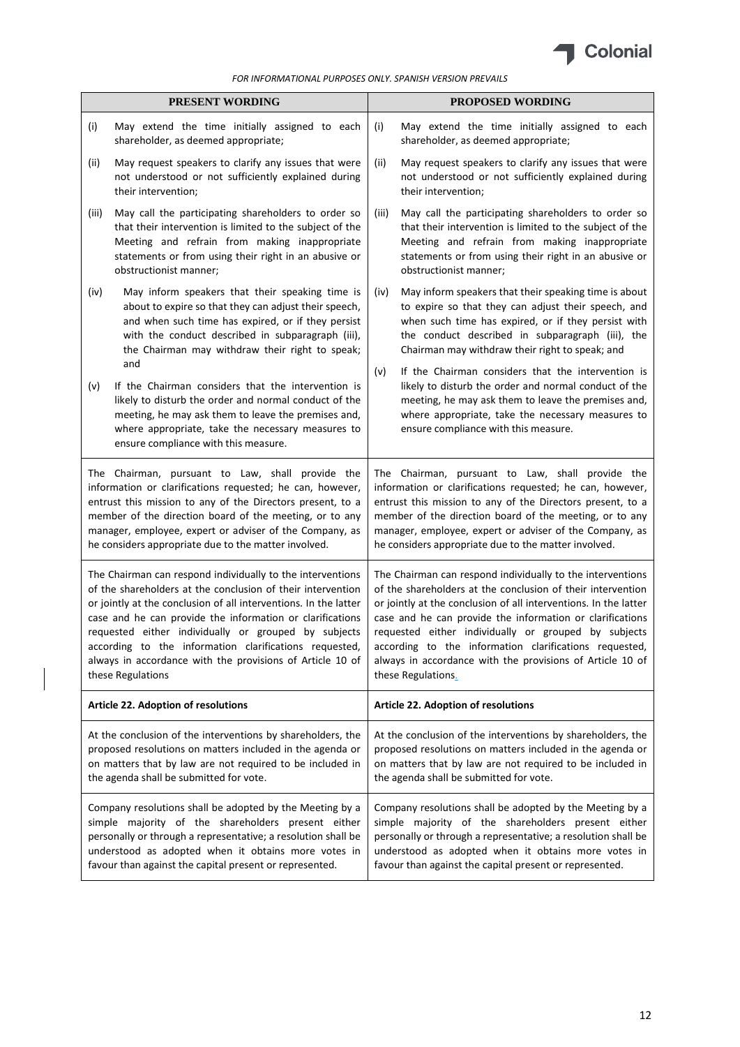*FOR INFORMATIONAL PURPOSES ONLY. SPANISH VERSION PREVAILS*

| PRESENT WORDING | PROPOSED WORDING |
| --- | --- |
| (i) May extend the time initially assigned to each shareholder, as deemed appropriate; | (i) May extend the time initially assigned to each shareholder, as deemed appropriate; |
| (ii) May request speakers to clarify any issues that were not understood or not sufficiently explained during their intervention; | (ii) May request speakers to clarify any issues that were not understood or not sufficiently explained during their intervention; |
| (iii) May call the participating shareholders to order so that their intervention is limited to the subject of the Meeting and refrain from making inappropriate statements or from using their right in an abusive or obstructionist manner; | (iii) May call the participating shareholders to order so that their intervention is limited to the subject of the Meeting and refrain from making inappropriate statements or from using their right in an abusive or obstructionist manner; |
| (iv) May inform speakers that their speaking time is about to expire so that they can adjust their speech, and when such time has expired, or if they persist with the conduct described in subparagraph (iii), the Chairman may withdraw their right to speak; and | (iv) May inform speakers that their speaking time is about to expire so that they can adjust their speech, and when such time has expired, or if they persist with the conduct described in subparagraph (iii), the Chairman may withdraw their right to speak; and |
| (v) If the Chairman considers that the intervention is likely to disturb the order and normal conduct of the meeting, he may ask them to leave the premises and, where appropriate, take the necessary measures to ensure compliance with this measure. | (v) If the Chairman considers that the intervention is likely to disturb the order and normal conduct of the meeting, he may ask them to leave the premises and, where appropriate, take the necessary measures to ensure compliance with this measure. |
| The Chairman, pursuant to Law, shall provide the information or clarifications requested; he can, however, entrust this mission to any of the Directors present, to a member of the direction board of the meeting, or to any manager, employee, expert or adviser of the Company, as he considers appropriate due to the matter involved. | The Chairman, pursuant to Law, shall provide the information or clarifications requested; he can, however, entrust this mission to any of the Directors present, to a member of the direction board of the meeting, or to any manager, employee, expert or adviser of the Company, as he considers appropriate due to the matter involved. |
| The Chairman can respond individually to the interventions of the shareholders at the conclusion of their intervention or jointly at the conclusion of all interventions. In the latter case and he can provide the information or clarifications requested either individually or grouped by subjects according to the information clarifications requested, always in accordance with the provisions of Article 10 of these Regulations | The Chairman can respond individually to the interventions of the shareholders at the conclusion of their intervention or jointly at the conclusion of all interventions. In the latter case and he can provide the information or clarifications requested either individually or grouped by subjects according to the information clarifications requested, always in accordance with the provisions of Article 10 of these Regulations. |
| **Article 22. Adoption of resolutions** | **Article 22. Adoption of resolutions** |
| At the conclusion of the interventions by shareholders, the proposed resolutions on matters included in the agenda or on matters that by law are not required to be included in the agenda shall be submitted for vote. | At the conclusion of the interventions by shareholders, the proposed resolutions on matters included in the agenda or on matters that by law are not required to be included in the agenda shall be submitted for vote. |
| Company resolutions shall be adopted by the Meeting by a simple majority of the shareholders present either personally or through a representative; a resolution shall be understood as adopted when it obtains more votes in favour than against the capital present or represented. | Company resolutions shall be adopted by the Meeting by a simple majority of the shareholders present either personally or through a representative; a resolution shall be understood as adopted when it obtains more votes in favour than against the capital present or represented. |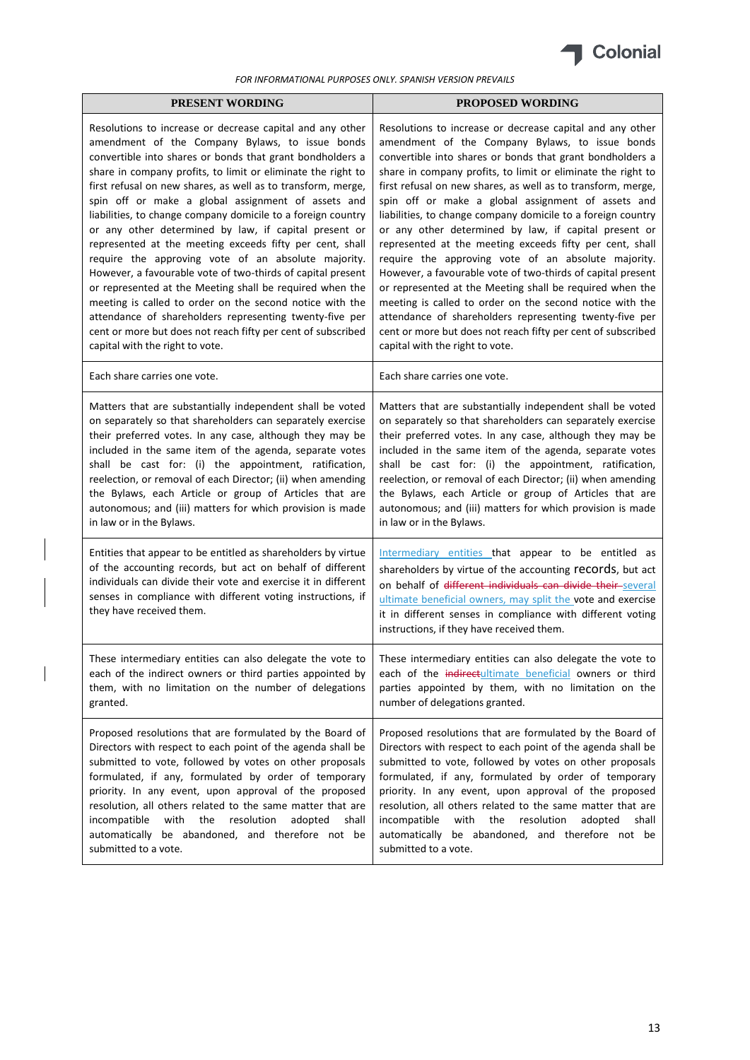*FOR INFORMATIONAL PURPOSES ONLY. SPANISH VERSION PREVAILS*

| PRESENT WORDING | PROPOSED WORDING |
|---|---|
| Resolutions to increase or decrease capital and any other amendment of the Company Bylaws, to issue bonds convertible into shares or bonds that grant bondholders a share in company profits, to limit or eliminate the right to first refusal on new shares, as well as to transform, merge, spin off or make a global assignment of assets and liabilities, to change company domicile to a foreign country or any other determined by law, if capital present or represented at the meeting exceeds fifty per cent, shall require the approving vote of an absolute majority. However, a favourable vote of two-thirds of capital present or represented at the Meeting shall be required when the meeting is called to order on the second notice with the attendance of shareholders representing twenty-five per cent or more but does not reach fifty per cent of subscribed capital with the right to vote. | Resolutions to increase or decrease capital and any other amendment of the Company Bylaws, to issue bonds convertible into shares or bonds that grant bondholders a share in company profits, to limit or eliminate the right to first refusal on new shares, as well as to transform, merge, spin off or make a global assignment of assets and liabilities, to change company domicile to a foreign country or any other determined by law, if capital present or represented at the meeting exceeds fifty per cent, shall require the approving vote of an absolute majority. However, a favourable vote of two-thirds of capital present or represented at the Meeting shall be required when the meeting is called to order on the second notice with the attendance of shareholders representing twenty-five per cent or more but does not reach fifty per cent of subscribed capital with the right to vote. |
| Each share carries one vote. | Each share carries one vote. |
| Matters that are substantially independent shall be voted on separately so that shareholders can separately exercise their preferred votes. In any case, although they may be included in the same item of the agenda, separate votes shall be cast for: (i) the appointment, ratification, reelection, or removal of each Director; (ii) when amending the Bylaws, each Article or group of Articles that are autonomous; and (iii) matters for which provision is made in law or in the Bylaws. | Matters that are substantially independent shall be voted on separately so that shareholders can separately exercise their preferred votes. In any case, although they may be included in the same item of the agenda, separate votes shall be cast for: (i) the appointment, ratification, reelection, or removal of each Director; (ii) when amending the Bylaws, each Article or group of Articles that are autonomous; and (iii) matters for which provision is made in law or in the Bylaws. |
| Entities that appear to be entitled as shareholders by virtue of the accounting records, but act on behalf of different individuals can divide their vote and exercise it in different senses in compliance with different voting instructions, if they have received them. | Intermediary entities that appear to be entitled as shareholders by virtue of the accounting records, but act on behalf of ~~different individuals can divide their~~ several ultimate beneficial owners, may split the vote and exercise it in different senses in compliance with different voting instructions, if they have received them. |
| These intermediary entities can also delegate the vote to each of the indirect owners or third parties appointed by them, with no limitation on the number of delegations granted. | These intermediary entities can also delegate the vote to each of the ~~indirect~~ultimate beneficial owners or third parties appointed by them, with no limitation on the number of delegations granted. |
| Proposed resolutions that are formulated by the Board of Directors with respect to each point of the agenda shall be submitted to vote, followed by votes on other proposals formulated, if any, formulated by order of temporary priority. In any event, upon approval of the proposed resolution, all others related to the same matter that are incompatible with the resolution adopted shall automatically be abandoned, and therefore not be submitted to a vote. | Proposed resolutions that are formulated by the Board of Directors with respect to each point of the agenda shall be submitted to vote, followed by votes on other proposals formulated, if any, formulated by order of temporary priority. In any event, upon approval of the proposed resolution, all others related to the same matter that are incompatible with the resolution adopted shall automatically be abandoned, and therefore not be submitted to a vote. |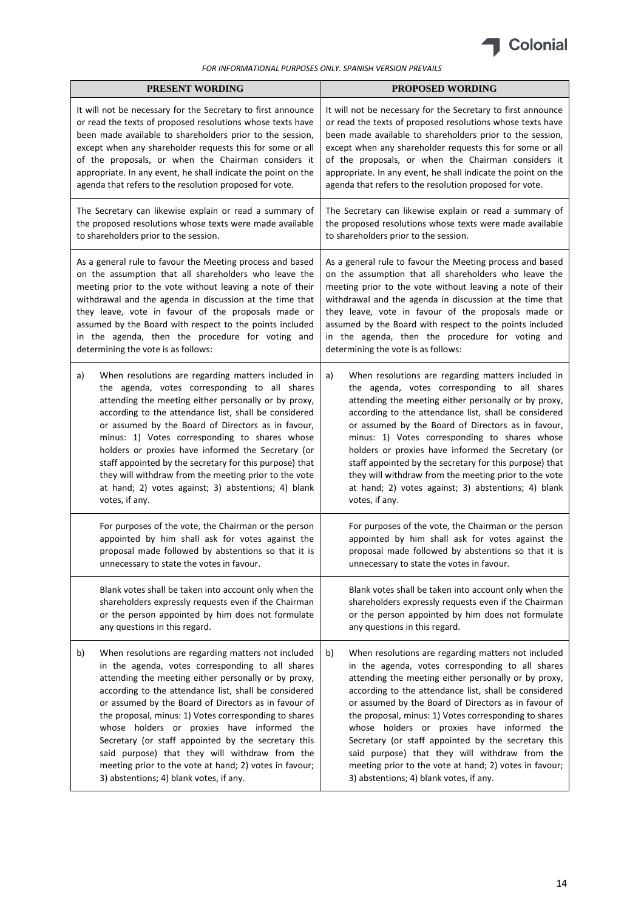*FOR INFORMATIONAL PURPOSES ONLY. SPANISH VERSION PREVAILS*

| PRESENT WORDING | PROPOSED WORDING |
|---|---|
| It will not be necessary for the Secretary to first announce or read the texts of proposed resolutions whose texts have been made available to shareholders prior to the session, except when any shareholder requests this for some or all of the proposals, or when the Chairman considers it appropriate. In any event, he shall indicate the point on the agenda that refers to the resolution proposed for vote. | It will not be necessary for the Secretary to first announce or read the texts of proposed resolutions whose texts have been made available to shareholders prior to the session, except when any shareholder requests this for some or all of the proposals, or when the Chairman considers it appropriate. In any event, he shall indicate the point on the agenda that refers to the resolution proposed for vote. |
| The Secretary can likewise explain or read a summary of the proposed resolutions whose texts were made available to shareholders prior to the session. | The Secretary can likewise explain or read a summary of the proposed resolutions whose texts were made available to shareholders prior to the session. |
| As a general rule to favour the Meeting process and based on the assumption that all shareholders who leave the meeting prior to the vote without leaving a note of their withdrawal and the agenda in discussion at the time that they leave, vote in favour of the proposals made or assumed by the Board with respect to the points included in the agenda, then the procedure for voting and determining the vote is as follows: | As a general rule to favour the Meeting process and based on the assumption that all shareholders who leave the meeting prior to the vote without leaving a note of their withdrawal and the agenda in discussion at the time that they leave, vote in favour of the proposals made or assumed by the Board with respect to the points included in the agenda, then the procedure for voting and determining the vote is as follows: |
| a) When resolutions are regarding matters included in the agenda, votes corresponding to all shares attending the meeting either personally or by proxy, according to the attendance list, shall be considered or assumed by the Board of Directors as in favour, minus: 1) Votes corresponding to shares whose holders or proxies have informed the Secretary (or staff appointed by the secretary for this purpose) that they will withdraw from the meeting prior to the vote at hand; 2) votes against; 3) abstentions; 4) blank votes, if any. | a) When resolutions are regarding matters included in the agenda, votes corresponding to all shares attending the meeting either personally or by proxy, according to the attendance list, shall be considered or assumed by the Board of Directors as in favour, minus: 1) Votes corresponding to shares whose holders or proxies have informed the Secretary (or staff appointed by the secretary for this purpose) that they will withdraw from the meeting prior to the vote at hand; 2) votes against; 3) abstentions; 4) blank votes, if any. |
| For purposes of the vote, the Chairman or the person appointed by him shall ask for votes against the proposal made followed by abstentions so that it is unnecessary to state the votes in favour. | For purposes of the vote, the Chairman or the person appointed by him shall ask for votes against the proposal made followed by abstentions so that it is unnecessary to state the votes in favour. |
| Blank votes shall be taken into account only when the shareholders expressly requests even if the Chairman or the person appointed by him does not formulate any questions in this regard. | Blank votes shall be taken into account only when the shareholders expressly requests even if the Chairman or the person appointed by him does not formulate any questions in this regard. |
| b) When resolutions are regarding matters not included in the agenda, votes corresponding to all shares attending the meeting either personally or by proxy, according to the attendance list, shall be considered or assumed by the Board of Directors as in favour of the proposal, minus: 1) Votes corresponding to shares whose holders or proxies have informed the Secretary (or staff appointed by the secretary this said purpose) that they will withdraw from the meeting prior to the vote at hand; 2) votes in favour; 3) abstentions; 4) blank votes, if any. | b) When resolutions are regarding matters not included in the agenda, votes corresponding to all shares attending the meeting either personally or by proxy, according to the attendance list, shall be considered or assumed by the Board of Directors as in favour of the proposal, minus: 1) Votes corresponding to shares whose holders or proxies have informed the Secretary (or staff appointed by the secretary this said purpose) that they will withdraw from the meeting prior to the vote at hand; 2) votes in favour; 3) abstentions; 4) blank votes, if any. |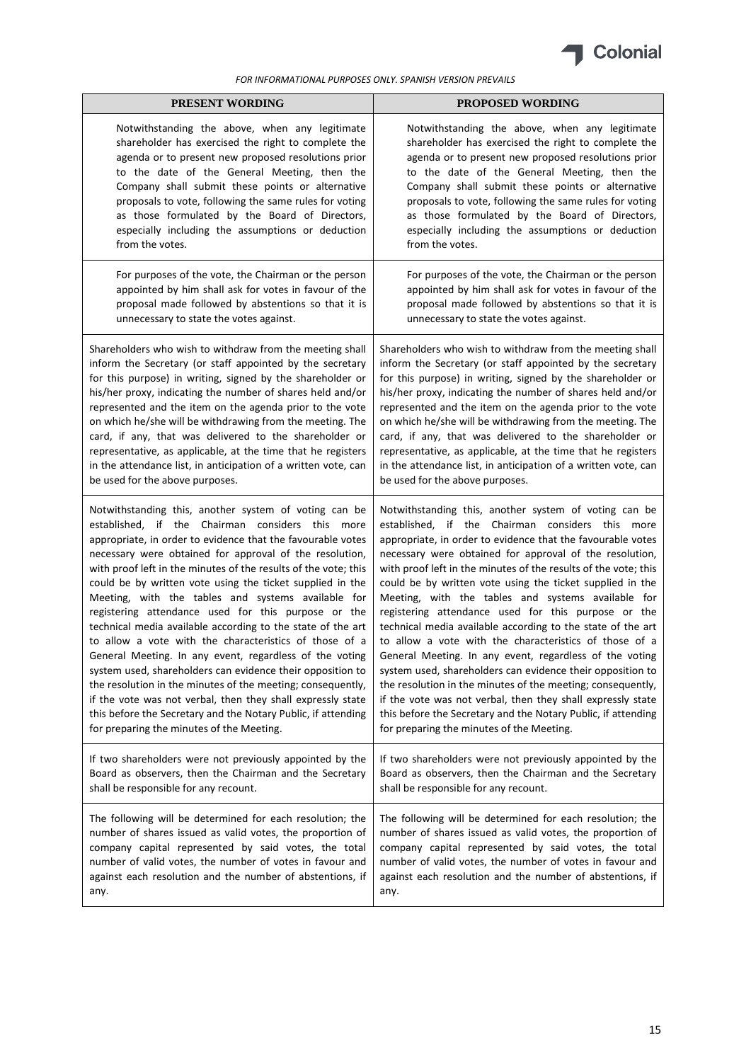*FOR INFORMATIONAL PURPOSES ONLY. SPANISH VERSION PREVAILS*

| PRESENT WORDING | PROPOSED WORDING |
|---|---|
| Notwithstanding the above, when any legitimate shareholder has exercised the right to complete the agenda or to present new proposed resolutions prior to the date of the General Meeting, then the Company shall submit these points or alternative proposals to vote, following the same rules for voting as those formulated by the Board of Directors, especially including the assumptions or deduction from the votes. | Notwithstanding the above, when any legitimate shareholder has exercised the right to complete the agenda or to present new proposed resolutions prior to the date of the General Meeting, then the Company shall submit these points or alternative proposals to vote, following the same rules for voting as those formulated by the Board of Directors, especially including the assumptions or deduction from the votes. |
| For purposes of the vote, the Chairman or the person appointed by him shall ask for votes in favour of the proposal made followed by abstentions so that it is unnecessary to state the votes against. | For purposes of the vote, the Chairman or the person appointed by him shall ask for votes in favour of the proposal made followed by abstentions so that it is unnecessary to state the votes against. |
| Shareholders who wish to withdraw from the meeting shall inform the Secretary (or staff appointed by the secretary for this purpose) in writing, signed by the shareholder or his/her proxy, indicating the number of shares held and/or represented and the item on the agenda prior to the vote on which he/she will be withdrawing from the meeting. The card, if any, that was delivered to the shareholder or representative, as applicable, at the time that he registers in the attendance list, in anticipation of a written vote, can be used for the above purposes. | Shareholders who wish to withdraw from the meeting shall inform the Secretary (or staff appointed by the secretary for this purpose) in writing, signed by the shareholder or his/her proxy, indicating the number of shares held and/or represented and the item on the agenda prior to the vote on which he/she will be withdrawing from the meeting. The card, if any, that was delivered to the shareholder or representative, as applicable, at the time that he registers in the attendance list, in anticipation of a written vote, can be used for the above purposes. |
| Notwithstanding this, another system of voting can be established, if the Chairman considers this more appropriate, in order to evidence that the favourable votes necessary were obtained for approval of the resolution, with proof left in the minutes of the results of the vote; this could be by written vote using the ticket supplied in the Meeting, with the tables and systems available for registering attendance used for this purpose or the technical media available according to the state of the art to allow a vote with the characteristics of those of a General Meeting. In any event, regardless of the voting system used, shareholders can evidence their opposition to the resolution in the minutes of the meeting; consequently, if the vote was not verbal, then they shall expressly state this before the Secretary and the Notary Public, if attending for preparing the minutes of the Meeting. | Notwithstanding this, another system of voting can be established, if the Chairman considers this more appropriate, in order to evidence that the favourable votes necessary were obtained for approval of the resolution, with proof left in the minutes of the results of the vote; this could be by written vote using the ticket supplied in the Meeting, with the tables and systems available for registering attendance used for this purpose or the technical media available according to the state of the art to allow a vote with the characteristics of those of a General Meeting. In any event, regardless of the voting system used, shareholders can evidence their opposition to the resolution in the minutes of the meeting; consequently, if the vote was not verbal, then they shall expressly state this before the Secretary and the Notary Public, if attending for preparing the minutes of the Meeting. |
| If two shareholders were not previously appointed by the Board as observers, then the Chairman and the Secretary shall be responsible for any recount. | If two shareholders were not previously appointed by the Board as observers, then the Chairman and the Secretary shall be responsible for any recount. |
| The following will be determined for each resolution; the number of shares issued as valid votes, the proportion of company capital represented by said votes, the total number of valid votes, the number of votes in favour and against each resolution and the number of abstentions, if any. | The following will be determined for each resolution; the number of shares issued as valid votes, the proportion of company capital represented by said votes, the total number of valid votes, the number of votes in favour and against each resolution and the number of abstentions, if any. |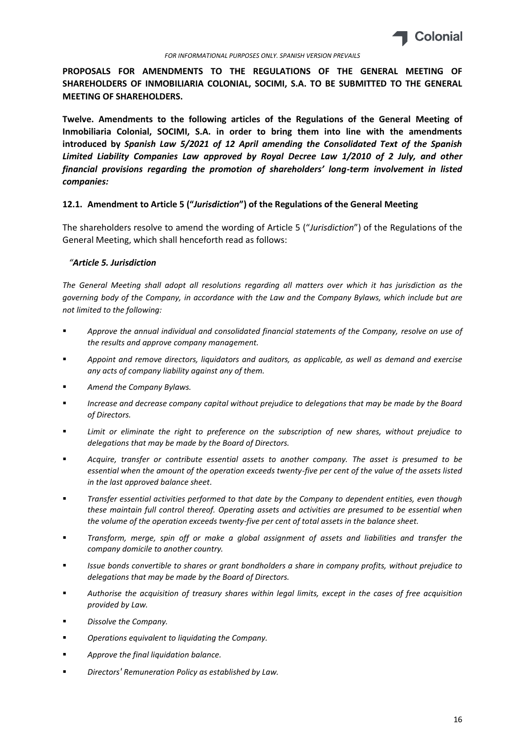*FOR INFORMATIONAL PURPOSES ONLY. SPANISH VERSION PREVAILS*

**PROPOSALS FOR AMENDMENTS TO THE REGULATIONS OF THE GENERAL MEETING OF SHAREHOLDERS OF INMOBILIARIA COLONIAL, SOCIMI, S.A. TO BE SUBMITTED TO THE GENERAL MEETING OF SHAREHOLDERS.**

**Twelve. Amendments to the following articles of the Regulations of the General Meeting of Inmobiliaria Colonial, SOCIMI, S.A. in order to bring them into line with the amendments introduced by *Spanish Law 5/2021 of 12 April amending the Consolidated Text of the Spanish Limited Liability Companies Law approved by Royal Decree Law 1/2010 of 2 July, and other financial provisions regarding the promotion of shareholders' long-term involvement in listed companies:***

### 12.1. Amendment to Article 5 ("*Jurisdiction*") of the Regulations of the General Meeting

The shareholders resolve to amend the wording of Article 5 ("*Jurisdiction*") of the Regulations of the General Meeting, which shall henceforth read as follows:

*"**Article 5. Jurisdiction***

*The General Meeting shall adopt all resolutions regarding all matters over which it has jurisdiction as the governing body of the Company, in accordance with the Law and the Company Bylaws, which include but are not limited to the following:*

- *Approve the annual individual and consolidated financial statements of the Company, resolve on use of the results and approve company management.*
- *Appoint and remove directors, liquidators and auditors, as applicable, as well as demand and exercise any acts of company liability against any of them.*
- *Amend the Company Bylaws.*
- *Increase and decrease company capital without prejudice to delegations that may be made by the Board of Directors.*
- *Limit or eliminate the right to preference on the subscription of new shares, without prejudice to delegations that may be made by the Board of Directors.*
- *Acquire, transfer or contribute essential assets to another company. The asset is presumed to be essential when the amount of the operation exceeds twenty-five per cent of the value of the assets listed in the last approved balance sheet.*
- *Transfer essential activities performed to that date by the Company to dependent entities, even though these maintain full control thereof. Operating assets and activities are presumed to be essential when the volume of the operation exceeds twenty-five per cent of total assets in the balance sheet.*
- *Transform, merge, spin off or make a global assignment of assets and liabilities and transfer the company domicile to another country.*
- *Issue bonds convertible to shares or grant bondholders a share in company profits, without prejudice to delegations that may be made by the Board of Directors.*
- *Authorise the acquisition of treasury shares within legal limits, except in the cases of free acquisition provided by Law.*
- *Dissolve the Company.*
- *Operations equivalent to liquidating the Company.*
- *Approve the final liquidation balance.*
- *Directors' Remuneration Policy as established by Law.*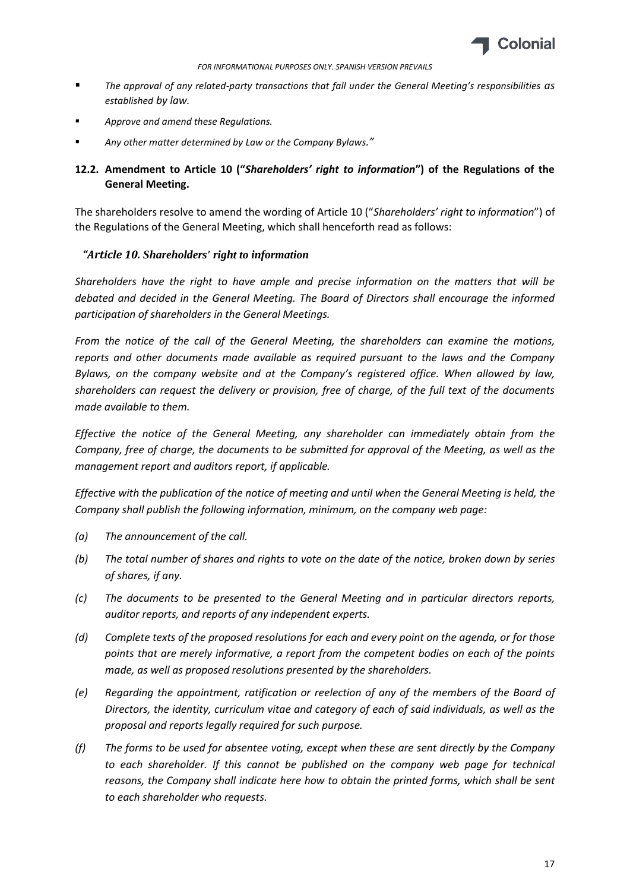- *The approval of any related-party transactions that fall under the General Meeting's responsibilities as established by law.*
- *Approve and amend these Regulations.*
- *Any other matter determined by Law or the Company Bylaws."*

### 12.2. Amendment to Article 10 ("*Shareholders' right to information*") of the Regulations of the General Meeting.

The shareholders resolve to amend the wording of Article 10 ("*Shareholders' right to information*") of the Regulations of the General Meeting, which shall henceforth read as follows:

*"Article 10. Shareholders' right to information*

*Shareholders have the right to have ample and precise information on the matters that will be debated and decided in the General Meeting. The Board of Directors shall encourage the informed participation of shareholders in the General Meetings.*

*From the notice of the call of the General Meeting, the shareholders can examine the motions, reports and other documents made available as required pursuant to the laws and the Company Bylaws, on the company website and at the Company's registered office. When allowed by law, shareholders can request the delivery or provision, free of charge, of the full text of the documents made available to them.*

*Effective the notice of the General Meeting, any shareholder can immediately obtain from the Company, free of charge, the documents to be submitted for approval of the Meeting, as well as the management report and auditors report, if applicable.*

*Effective with the publication of the notice of meeting and until when the General Meeting is held, the Company shall publish the following information, minimum, on the company web page:*

*(a) The announcement of the call.*

*(b) The total number of shares and rights to vote on the date of the notice, broken down by series of shares, if any.*

*(c) The documents to be presented to the General Meeting and in particular directors reports, auditor reports, and reports of any independent experts.*

*(d) Complete texts of the proposed resolutions for each and every point on the agenda, or for those points that are merely informative, a report from the competent bodies on each of the points made, as well as proposed resolutions presented by the shareholders.*

*(e) Regarding the appointment, ratification or reelection of any of the members of the Board of Directors, the identity, curriculum vitae and category of each of said individuals, as well as the proposal and reports legally required for such purpose.*

*(f) The forms to be used for absentee voting, except when these are sent directly by the Company to each shareholder. If this cannot be published on the company web page for technical reasons, the Company shall indicate here how to obtain the printed forms, which shall be sent to each shareholder who requests.*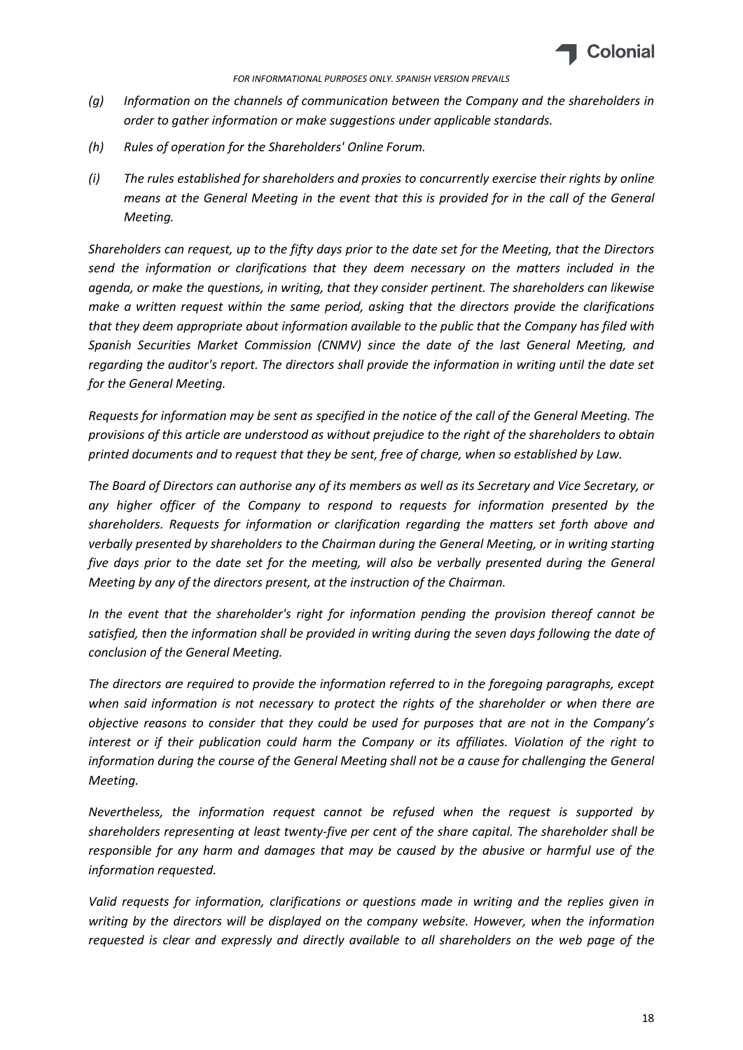*(g) Information on the channels of communication between the Company and the shareholders in order to gather information or make suggestions under applicable standards.*

*(h) Rules of operation for the Shareholders' Online Forum.*

*(i) The rules established for shareholders and proxies to concurrently exercise their rights by online means at the General Meeting in the event that this is provided for in the call of the General Meeting.*

*Shareholders can request, up to the fifty days prior to the date set for the Meeting, that the Directors send the information or clarifications that they deem necessary on the matters included in the agenda, or make the questions, in writing, that they consider pertinent. The shareholders can likewise make a written request within the same period, asking that the directors provide the clarifications that they deem appropriate about information available to the public that the Company has filed with Spanish Securities Market Commission (CNMV) since the date of the last General Meeting, and regarding the auditor's report. The directors shall provide the information in writing until the date set for the General Meeting.*

*Requests for information may be sent as specified in the notice of the call of the General Meeting. The provisions of this article are understood as without prejudice to the right of the shareholders to obtain printed documents and to request that they be sent, free of charge, when so established by Law.*

*The Board of Directors can authorise any of its members as well as its Secretary and Vice Secretary, or any higher officer of the Company to respond to requests for information presented by the shareholders. Requests for information or clarification regarding the matters set forth above and verbally presented by shareholders to the Chairman during the General Meeting, or in writing starting five days prior to the date set for the meeting, will also be verbally presented during the General Meeting by any of the directors present, at the instruction of the Chairman.*

*In the event that the shareholder's right for information pending the provision thereof cannot be satisfied, then the information shall be provided in writing during the seven days following the date of conclusion of the General Meeting.*

*The directors are required to provide the information referred to in the foregoing paragraphs, except when said information is not necessary to protect the rights of the shareholder or when there are objective reasons to consider that they could be used for purposes that are not in the Company's interest or if their publication could harm the Company or its affiliates. Violation of the right to information during the course of the General Meeting shall not be a cause for challenging the General Meeting.*

*Nevertheless, the information request cannot be refused when the request is supported by shareholders representing at least twenty-five per cent of the share capital. The shareholder shall be responsible for any harm and damages that may be caused by the abusive or harmful use of the information requested.*

*Valid requests for information, clarifications or questions made in writing and the replies given in writing by the directors will be displayed on the company website. However, when the information requested is clear and expressly and directly available to all shareholders on the web page of the*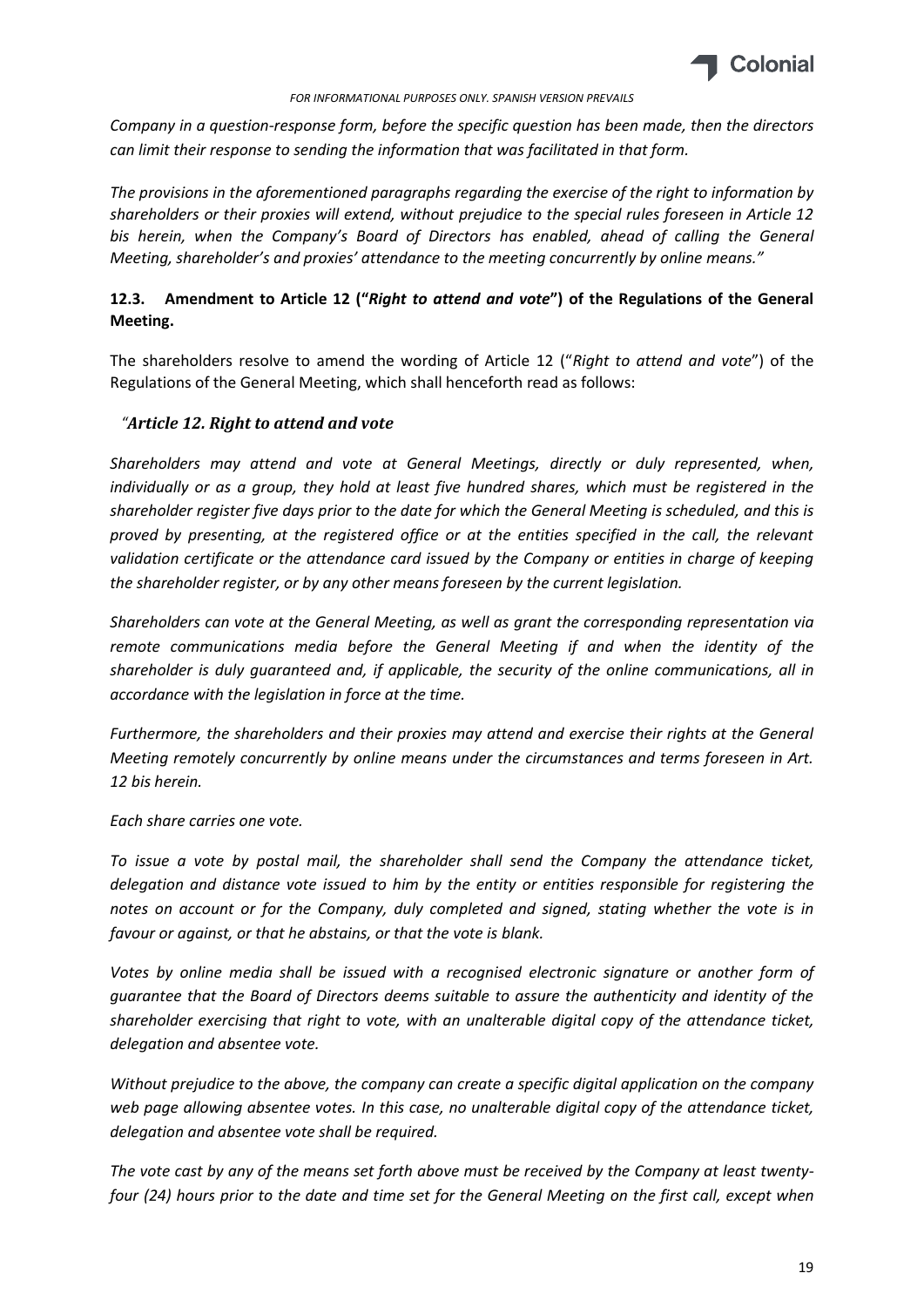*Company in a question-response form, before the specific question has been made, then the directors can limit their response to sending the information that was facilitated in that form.*

*The provisions in the aforementioned paragraphs regarding the exercise of the right to information by shareholders or their proxies will extend, without prejudice to the special rules foreseen in Article 12 bis herein, when the Company's Board of Directors has enabled, ahead of calling the General Meeting, shareholder's and proxies' attendance to the meeting concurrently by online means."*

### 12.3. Amendment to Article 12 ("*Right to attend and vote*") of the Regulations of the General Meeting.

The shareholders resolve to amend the wording of Article 12 ("*Right to attend and vote*") of the Regulations of the General Meeting, which shall henceforth read as follows:

"***Article 12. Right to attend and vote***

*Shareholders may attend and vote at General Meetings, directly or duly represented, when, individually or as a group, they hold at least five hundred shares, which must be registered in the shareholder register five days prior to the date for which the General Meeting is scheduled, and this is proved by presenting, at the registered office or at the entities specified in the call, the relevant validation certificate or the attendance card issued by the Company or entities in charge of keeping the shareholder register, or by any other means foreseen by the current legislation.*

*Shareholders can vote at the General Meeting, as well as grant the corresponding representation via remote communications media before the General Meeting if and when the identity of the shareholder is duly guaranteed and, if applicable, the security of the online communications, all in accordance with the legislation in force at the time.*

*Furthermore, the shareholders and their proxies may attend and exercise their rights at the General Meeting remotely concurrently by online means under the circumstances and terms foreseen in Art. 12 bis herein.*

*Each share carries one vote.*

*To issue a vote by postal mail, the shareholder shall send the Company the attendance ticket, delegation and distance vote issued to him by the entity or entities responsible for registering the notes on account or for the Company, duly completed and signed, stating whether the vote is in favour or against, or that he abstains, or that the vote is blank.*

*Votes by online media shall be issued with a recognised electronic signature or another form of guarantee that the Board of Directors deems suitable to assure the authenticity and identity of the shareholder exercising that right to vote, with an unalterable digital copy of the attendance ticket, delegation and absentee vote.*

*Without prejudice to the above, the company can create a specific digital application on the company web page allowing absentee votes. In this case, no unalterable digital copy of the attendance ticket, delegation and absentee vote shall be required.*

*The vote cast by any of the means set forth above must be received by the Company at least twenty-four (24) hours prior to the date and time set for the General Meeting on the first call, except when*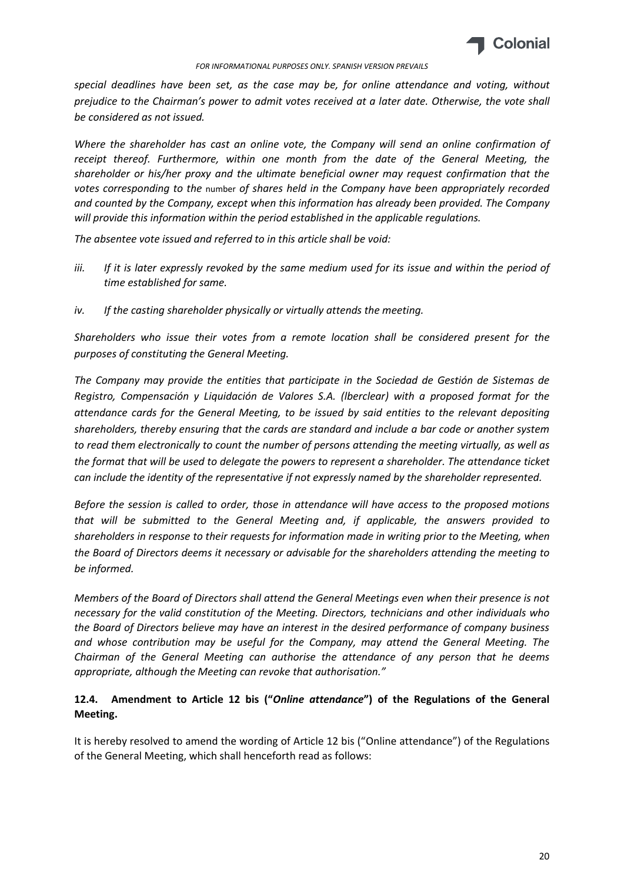*special deadlines have been set, as the case may be, for online attendance and voting, without prejudice to the Chairman's power to admit votes received at a later date. Otherwise, the vote shall be considered as not issued.*

*Where the shareholder has cast an online vote, the Company will send an online confirmation of receipt thereof. Furthermore, within one month from the date of the General Meeting, the shareholder or his/her proxy and the ultimate beneficial owner may request confirmation that the votes corresponding to the* number *of shares held in the Company have been appropriately recorded and counted by the Company, except when this information has already been provided. The Company will provide this information within the period established in the applicable regulations.*

*The absentee vote issued and referred to in this article shall be void:*

*iii. If it is later expressly revoked by the same medium used for its issue and within the period of time established for same.*

*iv. If the casting shareholder physically or virtually attends the meeting.*

*Shareholders who issue their votes from a remote location shall be considered present for the purposes of constituting the General Meeting.*

*The Company may provide the entities that participate in the Sociedad de Gestión de Sistemas de Registro, Compensación y Liquidación de Valores S.A. (Iberclear) with a proposed format for the attendance cards for the General Meeting, to be issued by said entities to the relevant depositing shareholders, thereby ensuring that the cards are standard and include a bar code or another system to read them electronically to count the number of persons attending the meeting virtually, as well as the format that will be used to delegate the powers to represent a shareholder. The attendance ticket can include the identity of the representative if not expressly named by the shareholder represented.*

*Before the session is called to order, those in attendance will have access to the proposed motions that will be submitted to the General Meeting and, if applicable, the answers provided to shareholders in response to their requests for information made in writing prior to the Meeting, when the Board of Directors deems it necessary or advisable for the shareholders attending the meeting to be informed.*

*Members of the Board of Directors shall attend the General Meetings even when their presence is not necessary for the valid constitution of the Meeting. Directors, technicians and other individuals who the Board of Directors believe may have an interest in the desired performance of company business and whose contribution may be useful for the Company, may attend the General Meeting. The Chairman of the General Meeting can authorise the attendance of any person that he deems appropriate, although the Meeting can revoke that authorisation."*

**12.4. Amendment to Article 12 bis ("*Online attendance*") of the Regulations of the General Meeting.**

It is hereby resolved to amend the wording of Article 12 bis ("Online attendance") of the Regulations of the General Meeting, which shall henceforth read as follows: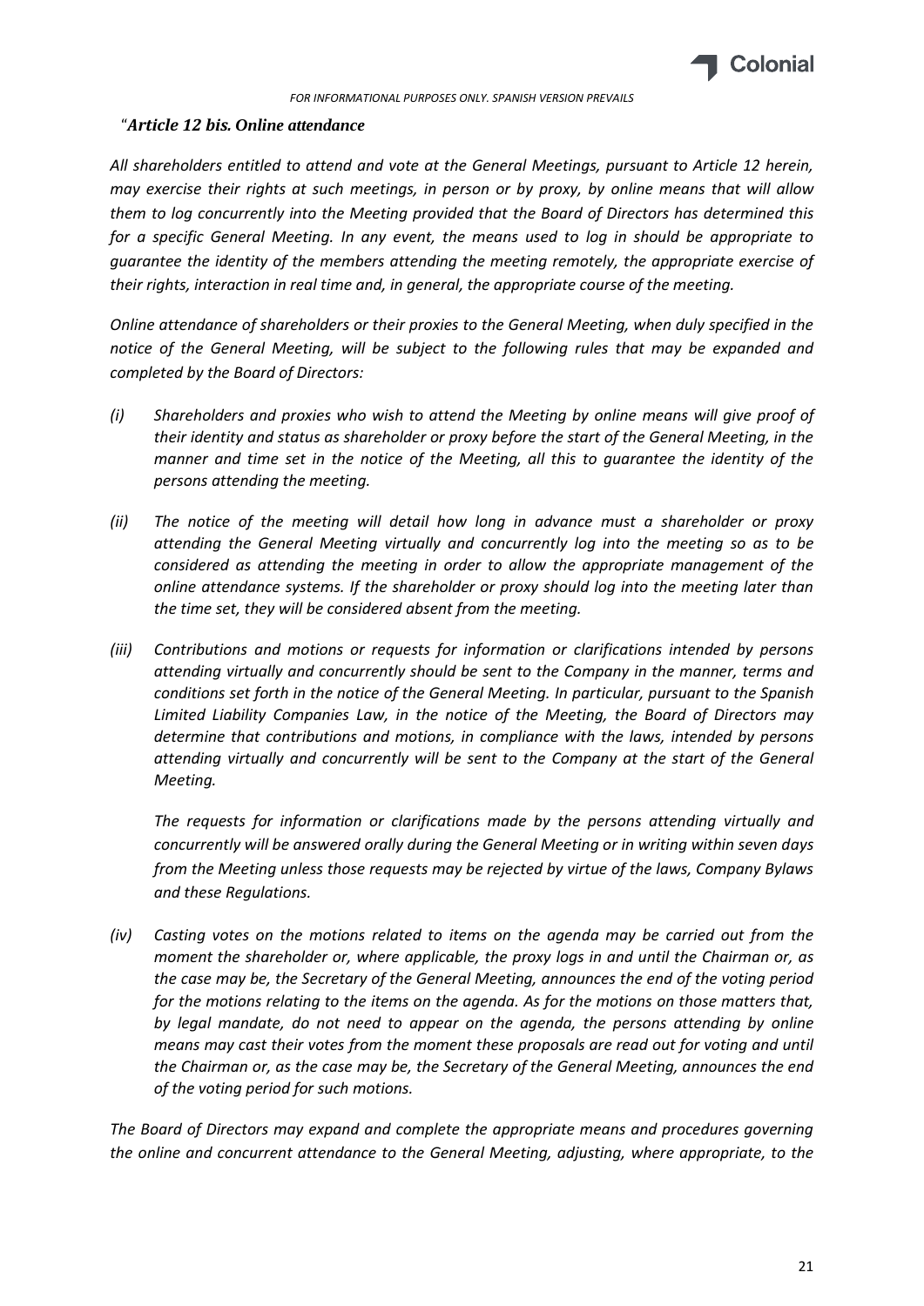"*Article 12 bis. Online attendance*

*All shareholders entitled to attend and vote at the General Meetings, pursuant to Article 12 herein, may exercise their rights at such meetings, in person or by proxy, by online means that will allow them to log concurrently into the Meeting provided that the Board of Directors has determined this for a specific General Meeting. In any event, the means used to log in should be appropriate to guarantee the identity of the members attending the meeting remotely, the appropriate exercise of their rights, interaction in real time and, in general, the appropriate course of the meeting.*

*Online attendance of shareholders or their proxies to the General Meeting, when duly specified in the notice of the General Meeting, will be subject to the following rules that may be expanded and completed by the Board of Directors:*

*(i) Shareholders and proxies who wish to attend the Meeting by online means will give proof of their identity and status as shareholder or proxy before the start of the General Meeting, in the manner and time set in the notice of the Meeting, all this to guarantee the identity of the persons attending the meeting.*

*(ii) The notice of the meeting will detail how long in advance must a shareholder or proxy attending the General Meeting virtually and concurrently log into the meeting so as to be considered as attending the meeting in order to allow the appropriate management of the online attendance systems. If the shareholder or proxy should log into the meeting later than the time set, they will be considered absent from the meeting.*

*(iii) Contributions and motions or requests for information or clarifications intended by persons attending virtually and concurrently should be sent to the Company in the manner, terms and conditions set forth in the notice of the General Meeting. In particular, pursuant to the Spanish Limited Liability Companies Law, in the notice of the Meeting, the Board of Directors may determine that contributions and motions, in compliance with the laws, intended by persons attending virtually and concurrently will be sent to the Company at the start of the General Meeting.*

*The requests for information or clarifications made by the persons attending virtually and concurrently will be answered orally during the General Meeting or in writing within seven days from the Meeting unless those requests may be rejected by virtue of the laws, Company Bylaws and these Regulations.*

*(iv) Casting votes on the motions related to items on the agenda may be carried out from the moment the shareholder or, where applicable, the proxy logs in and until the Chairman or, as the case may be, the Secretary of the General Meeting, announces the end of the voting period for the motions relating to the items on the agenda. As for the motions on those matters that, by legal mandate, do not need to appear on the agenda, the persons attending by online means may cast their votes from the moment these proposals are read out for voting and until the Chairman or, as the case may be, the Secretary of the General Meeting, announces the end of the voting period for such motions.*

*The Board of Directors may expand and complete the appropriate means and procedures governing the online and concurrent attendance to the General Meeting, adjusting, where appropriate, to the*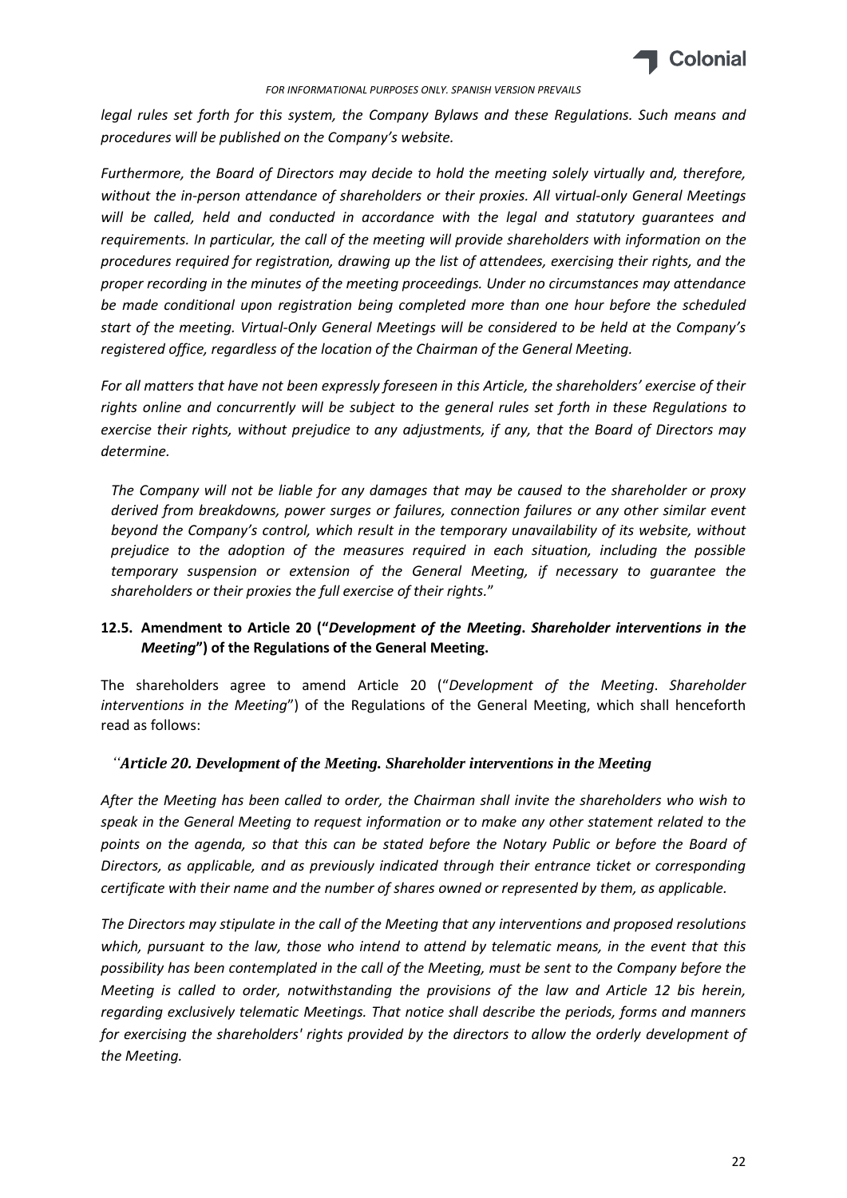*legal rules set forth for this system, the Company Bylaws and these Regulations. Such means and procedures will be published on the Company's website.*

*Furthermore, the Board of Directors may decide to hold the meeting solely virtually and, therefore, without the in-person attendance of shareholders or their proxies. All virtual-only General Meetings will be called, held and conducted in accordance with the legal and statutory guarantees and requirements. In particular, the call of the meeting will provide shareholders with information on the procedures required for registration, drawing up the list of attendees, exercising their rights, and the proper recording in the minutes of the meeting proceedings. Under no circumstances may attendance be made conditional upon registration being completed more than one hour before the scheduled start of the meeting. Virtual-Only General Meetings will be considered to be held at the Company's registered office, regardless of the location of the Chairman of the General Meeting.*

*For all matters that have not been expressly foreseen in this Article, the shareholders' exercise of their rights online and concurrently will be subject to the general rules set forth in these Regulations to exercise their rights, without prejudice to any adjustments, if any, that the Board of Directors may determine.*

*The Company will not be liable for any damages that may be caused to the shareholder or proxy derived from breakdowns, power surges or failures, connection failures or any other similar event beyond the Company's control, which result in the temporary unavailability of its website, without prejudice to the adoption of the measures required in each situation, including the possible temporary suspension or extension of the General Meeting, if necessary to guarantee the shareholders or their proxies the full exercise of their rights.*"

### 12.5. Amendment to Article 20 ("*Development of the Meeting. Shareholder interventions in the Meeting*") of the Regulations of the General Meeting.

The shareholders agree to amend Article 20 ("*Development of the Meeting. Shareholder interventions in the Meeting*") of the Regulations of the General Meeting, which shall henceforth read as follows:

*"**Article 20. Development of the Meeting. Shareholder interventions in the Meeting***

*After the Meeting has been called to order, the Chairman shall invite the shareholders who wish to speak in the General Meeting to request information or to make any other statement related to the points on the agenda, so that this can be stated before the Notary Public or before the Board of Directors, as applicable, and as previously indicated through their entrance ticket or corresponding certificate with their name and the number of shares owned or represented by them, as applicable.*

*The Directors may stipulate in the call of the Meeting that any interventions and proposed resolutions which, pursuant to the law, those who intend to attend by telematic means, in the event that this possibility has been contemplated in the call of the Meeting, must be sent to the Company before the Meeting is called to order, notwithstanding the provisions of the law and Article 12 bis herein, regarding exclusively telematic Meetings. That notice shall describe the periods, forms and manners for exercising the shareholders' rights provided by the directors to allow the orderly development of the Meeting.*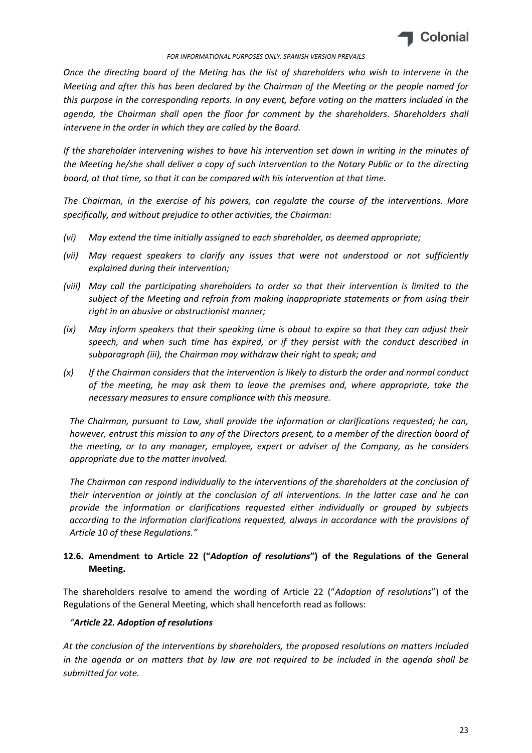*Once the directing board of the Meting has the list of shareholders who wish to intervene in the Meeting and after this has been declared by the Chairman of the Meeting or the people named for this purpose in the corresponding reports. In any event, before voting on the matters included in the agenda, the Chairman shall open the floor for comment by the shareholders. Shareholders shall intervene in the order in which they are called by the Board.*

*If the shareholder intervening wishes to have his intervention set down in writing in the minutes of the Meeting he/she shall deliver a copy of such intervention to the Notary Public or to the directing board, at that time, so that it can be compared with his intervention at that time.*

*The Chairman, in the exercise of his powers, can regulate the course of the interventions. More specifically, and without prejudice to other activities, the Chairman:*

- *(vi) May extend the time initially assigned to each shareholder, as deemed appropriate;*
- *(vii) May request speakers to clarify any issues that were not understood or not sufficiently explained during their intervention;*
- *(viii) May call the participating shareholders to order so that their intervention is limited to the subject of the Meeting and refrain from making inappropriate statements or from using their right in an abusive or obstructionist manner;*
- *(ix) May inform speakers that their speaking time is about to expire so that they can adjust their speech, and when such time has expired, or if they persist with the conduct described in subparagraph (iii), the Chairman may withdraw their right to speak; and*
- *(x) If the Chairman considers that the intervention is likely to disturb the order and normal conduct of the meeting, he may ask them to leave the premises and, where appropriate, take the necessary measures to ensure compliance with this measure.*

*The Chairman, pursuant to Law, shall provide the information or clarifications requested; he can, however, entrust this mission to any of the Directors present, to a member of the direction board of the meeting, or to any manager, employee, expert or adviser of the Company, as he considers appropriate due to the matter involved.*

*The Chairman can respond individually to the interventions of the shareholders at the conclusion of their intervention or jointly at the conclusion of all interventions. In the latter case and he can provide the information or clarifications requested either individually or grouped by subjects according to the information clarifications requested, always in accordance with the provisions of Article 10 of these Regulations."*

### 12.6. Amendment to Article 22 ("*Adoption of resolutions*") of the Regulations of the General Meeting.

The shareholders resolve to amend the wording of Article 22 ("*Adoption of resolutions*") of the Regulations of the General Meeting, which shall henceforth read as follows:

*"**Article 22. Adoption of resolutions***

*At the conclusion of the interventions by shareholders, the proposed resolutions on matters included in the agenda or on matters that by law are not required to be included in the agenda shall be submitted for vote.*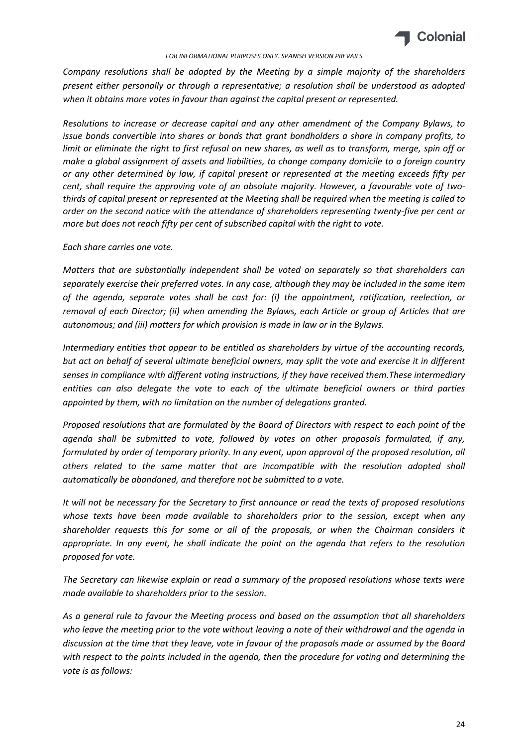*Company resolutions shall be adopted by the Meeting by a simple majority of the shareholders present either personally or through a representative; a resolution shall be understood as adopted when it obtains more votes in favour than against the capital present or represented.*

*Resolutions to increase or decrease capital and any other amendment of the Company Bylaws, to issue bonds convertible into shares or bonds that grant bondholders a share in company profits, to limit or eliminate the right to first refusal on new shares, as well as to transform, merge, spin off or make a global assignment of assets and liabilities, to change company domicile to a foreign country or any other determined by law, if capital present or represented at the meeting exceeds fifty per cent, shall require the approving vote of an absolute majority. However, a favourable vote of two-thirds of capital present or represented at the Meeting shall be required when the meeting is called to order on the second notice with the attendance of shareholders representing twenty-five per cent or more but does not reach fifty per cent of subscribed capital with the right to vote.*

*Each share carries one vote.*

*Matters that are substantially independent shall be voted on separately so that shareholders can separately exercise their preferred votes. In any case, although they may be included in the same item of the agenda, separate votes shall be cast for: (i) the appointment, ratification, reelection, or removal of each Director; (ii) when amending the Bylaws, each Article or group of Articles that are autonomous; and (iii) matters for which provision is made in law or in the Bylaws.*

*Intermediary entities that appear to be entitled as shareholders by virtue of the accounting records, but act on behalf of several ultimate beneficial owners, may split the vote and exercise it in different senses in compliance with different voting instructions, if they have received them.These intermediary entities can also delegate the vote to each of the ultimate beneficial owners or third parties appointed by them, with no limitation on the number of delegations granted.*

*Proposed resolutions that are formulated by the Board of Directors with respect to each point of the agenda shall be submitted to vote, followed by votes on other proposals formulated, if any, formulated by order of temporary priority. In any event, upon approval of the proposed resolution, all others related to the same matter that are incompatible with the resolution adopted shall automatically be abandoned, and therefore not be submitted to a vote.*

*It will not be necessary for the Secretary to first announce or read the texts of proposed resolutions whose texts have been made available to shareholders prior to the session, except when any shareholder requests this for some or all of the proposals, or when the Chairman considers it appropriate. In any event, he shall indicate the point on the agenda that refers to the resolution proposed for vote.*

*The Secretary can likewise explain or read a summary of the proposed resolutions whose texts were made available to shareholders prior to the session.*

*As a general rule to favour the Meeting process and based on the assumption that all shareholders who leave the meeting prior to the vote without leaving a note of their withdrawal and the agenda in discussion at the time that they leave, vote in favour of the proposals made or assumed by the Board with respect to the points included in the agenda, then the procedure for voting and determining the vote is as follows:*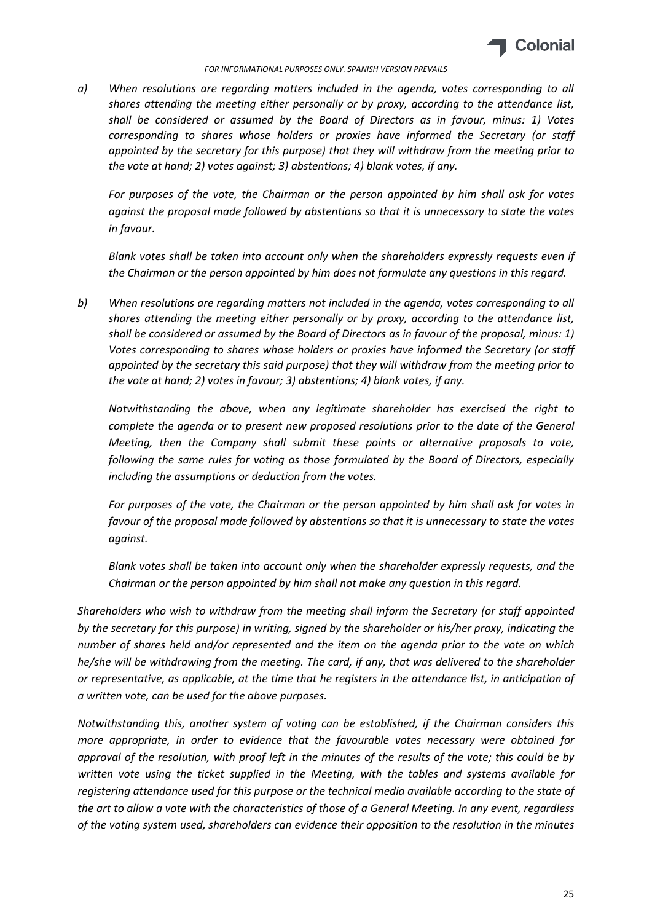*a) When resolutions are regarding matters included in the agenda, votes corresponding to all shares attending the meeting either personally or by proxy, according to the attendance list, shall be considered or assumed by the Board of Directors as in favour, minus: 1) Votes corresponding to shares whose holders or proxies have informed the Secretary (or staff appointed by the secretary for this purpose) that they will withdraw from the meeting prior to the vote at hand; 2) votes against; 3) abstentions; 4) blank votes, if any.*

*For purposes of the vote, the Chairman or the person appointed by him shall ask for votes against the proposal made followed by abstentions so that it is unnecessary to state the votes in favour.*

*Blank votes shall be taken into account only when the shareholders expressly requests even if the Chairman or the person appointed by him does not formulate any questions in this regard.*

*b) When resolutions are regarding matters not included in the agenda, votes corresponding to all shares attending the meeting either personally or by proxy, according to the attendance list, shall be considered or assumed by the Board of Directors as in favour of the proposal, minus: 1) Votes corresponding to shares whose holders or proxies have informed the Secretary (or staff appointed by the secretary this said purpose) that they will withdraw from the meeting prior to the vote at hand; 2) votes in favour; 3) abstentions; 4) blank votes, if any.*

*Notwithstanding the above, when any legitimate shareholder has exercised the right to complete the agenda or to present new proposed resolutions prior to the date of the General Meeting, then the Company shall submit these points or alternative proposals to vote, following the same rules for voting as those formulated by the Board of Directors, especially including the assumptions or deduction from the votes.*

*For purposes of the vote, the Chairman or the person appointed by him shall ask for votes in favour of the proposal made followed by abstentions so that it is unnecessary to state the votes against.*

*Blank votes shall be taken into account only when the shareholder expressly requests, and the Chairman or the person appointed by him shall not make any question in this regard.*

*Shareholders who wish to withdraw from the meeting shall inform the Secretary (or staff appointed by the secretary for this purpose) in writing, signed by the shareholder or his/her proxy, indicating the number of shares held and/or represented and the item on the agenda prior to the vote on which he/she will be withdrawing from the meeting. The card, if any, that was delivered to the shareholder or representative, as applicable, at the time that he registers in the attendance list, in anticipation of a written vote, can be used for the above purposes.*

*Notwithstanding this, another system of voting can be established, if the Chairman considers this more appropriate, in order to evidence that the favourable votes necessary were obtained for approval of the resolution, with proof left in the minutes of the results of the vote; this could be by written vote using the ticket supplied in the Meeting, with the tables and systems available for registering attendance used for this purpose or the technical media available according to the state of the art to allow a vote with the characteristics of those of a General Meeting. In any event, regardless of the voting system used, shareholders can evidence their opposition to the resolution in the minutes*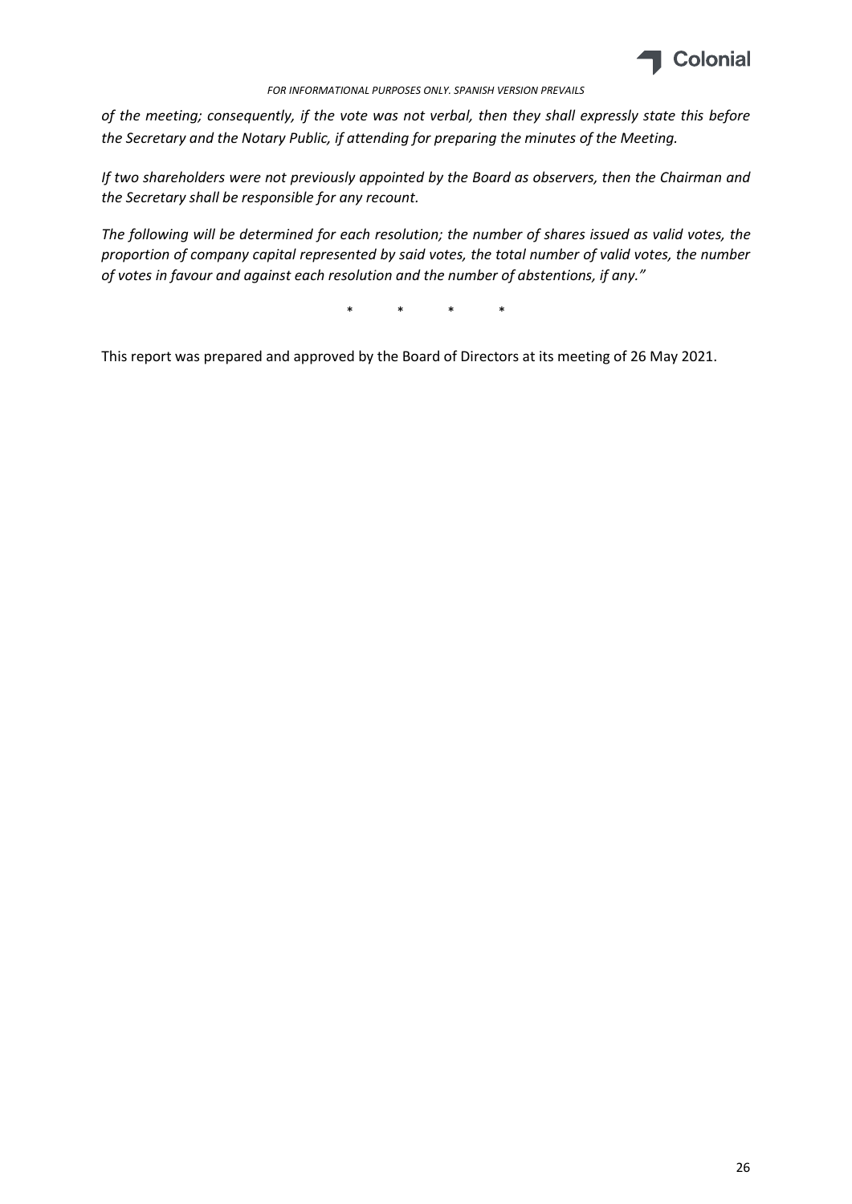*of the meeting; consequently, if the vote was not verbal, then they shall expressly state this before the Secretary and the Notary Public, if attending for preparing the minutes of the Meeting.*

*If two shareholders were not previously appointed by the Board as observers, then the Chairman and the Secretary shall be responsible for any recount.*

*The following will be determined for each resolution; the number of shares issued as valid votes, the proportion of company capital represented by said votes, the total number of valid votes, the number of votes in favour and against each resolution and the number of abstentions, if any."*

\* \* \* \*

This report was prepared and approved by the Board of Directors at its meeting of 26 May 2021.